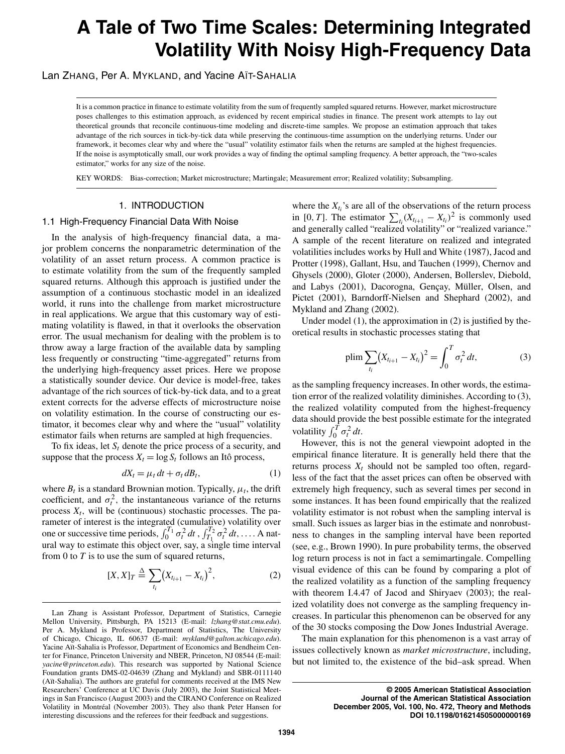# A Tale of Two Time Scales: Determining Integrated Volatility With Noisy High-Frequency Data

Lan ZHANG, Per A. MYKLAND, and Yacine AÏT-SAHALIA

It is a common practice in finance to estimate volatility from the sum of frequently sampled squared returns. However, market microstructure poses challenges to this estimation approach, as evidenced by recent empirical studies in finance. The present work attempts to lay out theoretical grounds that reconcile continuous-time modeling and discrete-time samples. We propose an estimation approach that takes advantage of the rich sources in tick-by-tick data while preserving the continuous-time assumption on the underlying returns. Under our framework, it becomes clear why and where the "usual" volatility estimator fails when the returns are sampled at the highest frequencies. If the noise is asymptotically small, our work provides a way of finding the optimal sampling frequency. A better approach, the "two-scales estimator," works for any size of the noise.

KEY WORDS: Bias-correction; Market microstructure; Martingale; Measurement error; Realized volatility; Subsampling.

## 1. INTRODUCTION

### 1.1 High-Frequency Financial Data With Noise

In the analysis of high-frequency financial data, a major problem concerns the nonparametric determination of the volatility of an asset return process. A common practice is to estimate volatility from the sum of the frequently sampled squared returns. Although this approach is justified under the assumption of a continuous stochastic model in an idealized world, it runs into the challenge from market microstructure in real applications. We argue that this customary way of estimating volatility is flawed, in that it overlooks the observation error. The usual mechanism for dealing with the problem is to throw away a large fraction of the available data by sampling less frequently or constructing "time-aggregated" returns from the underlying high-frequency asset prices. Here we propose a statistically sounder device. Our device is model-free, takes advantage of the rich sources of tick-by-tick data, and to a great extent corrects for the adverse effects of microstructure noise on volatility estimation. In the course of constructing our estimator, it becomes clear why and where the "usual" volatility estimator fails when returns are sampled at high frequencies.

To fix ideas, let $S_t$ denote the price process of a security, and suppose that the process $X_t = \log S_t$ follows an Itô process,

$$dX_t = \mu_t\,dt + \sigma_t\,dB_t, \tag{1}$$

where $B_t$ is a standard Brownian motion. Typically, $\mu_t$, the drift coefficient, and $\sigma_t^2$, the instantaneous variance of the returns process $X_t$, will be (continuous) stochastic processes. The parameter of interest is the integrated (cumulative) volatility over one or successive time periods, $\int_0^{T_1} \sigma_t^2\,dt$, $\int_{T_1}^{T_2} \sigma_t^2\,dt, \ldots$. A natural way to estimate this object over, say, a single time interval from 0 to $T$ is to use the sum of squared returns,

$$[X, X]_T \triangleq \sum_{t_i} \left(X_{t_{i+1}} - X_{t_i}\right)^2, \tag{2}$$

where the $X_{t_i}$'s are all of the observations of the return process in $[0, T]$. The estimator $\sum_{t_i} (X_{t_{i+1}} - X_{t_i})^2$ is commonly used and generally called "realized volatility" or "realized variance." A sample of the recent literature on realized and integrated volatilities includes works by Hull and White (1987), Jacod and Protter (1998), Gallant, Hsu, and Tauchen (1999), Chernov and Ghysels (2000), Gloter (2000), Andersen, Bollerslev, Diebold, and Labys (2001), Dacorogna, Gençay, Müller, Olsen, and Pictet (2001), Barndorff-Nielsen and Shephard (2002), and Mykland and Zhang (2002).

Under model (1), the approximation in (2) is justified by theoretical results in stochastic processes stating that

$$\operatorname{plim} \sum_{t_i} \left(X_{t_{i+1}} - X_{t_i}\right)^2 = \int_0^T \sigma_t^2\,dt, \tag{3}$$

as the sampling frequency increases. In other words, the estimation error of the realized volatility diminishes. According to (3), the realized volatility computed from the highest-frequency data should provide the best possible estimate for the integrated volatility $\int_0^T \sigma_t^2\,dt$.

However, this is not the general viewpoint adopted in the empirical finance literature. It is generally held there that the returns process $X_t$ should not be sampled too often, regardless of the fact that the asset prices can often be observed with extremely high frequency, such as several times per second in some instances. It has been found empirically that the realized volatility estimator is not robust when the sampling interval is small. Such issues as larger bias in the estimate and nonrobustness to changes in the sampling interval have been reported (see, e.g., Brown 1990). In pure probability terms, the observed log return process is not in fact a semimartingale. Compelling visual evidence of this can be found by comparing a plot of the realized volatility as a function of the sampling frequency with theorem I.4.47 of Jacod and Shiryaev (2003); the realized volatility does not converge as the sampling frequency increases. In particular this phenomenon can be observed for any of the 30 stocks composing the Dow Jones Industrial Average.

The main explanation for this phenomenon is a vast array of issues collectively known as *market microstructure*, including, but not limited to, the existence of the bid–ask spread. When

---

Lan Zhang is Assistant Professor, Department of Statistics, Carnegie Mellon University, Pittsburgh, PA 15213 (E-mail: *lzhang@stat.cmu.edu*). Per A. Mykland is Professor, Department of Statistics, The University of Chicago, Chicago, IL 60637 (E-mail: *mykland@galton.uchicago.edu*). Yacine Aït-Sahalia is Professor, Department of Economics and Bendheim Center for Finance, Princeton University and NBER, Princeton, NJ 08544 (E-mail: *yacine@princeton.edu*). This research was supported by National Science Foundation grants DMS-02-04639 (Zhang and Mykland) and SBR-0111140 (Aït-Sahalia). The authors are grateful for comments received at the IMS New Researchers' Conference at UC Davis (July 2003), the Joint Statistical Meetings in San Francisco (August 2003) and the CIRANO Conference on Realized Volatility in Montréal (November 2003). They also thank Peter Hansen for interesting discussions and the referees for their feedback and suggestions.

**© 2005 American Statistical Association**
**Journal of the American Statistical Association**
**December 2005, Vol. 100, No. 472, Theory and Methods**
**DOI 10.1198/016214505000000169**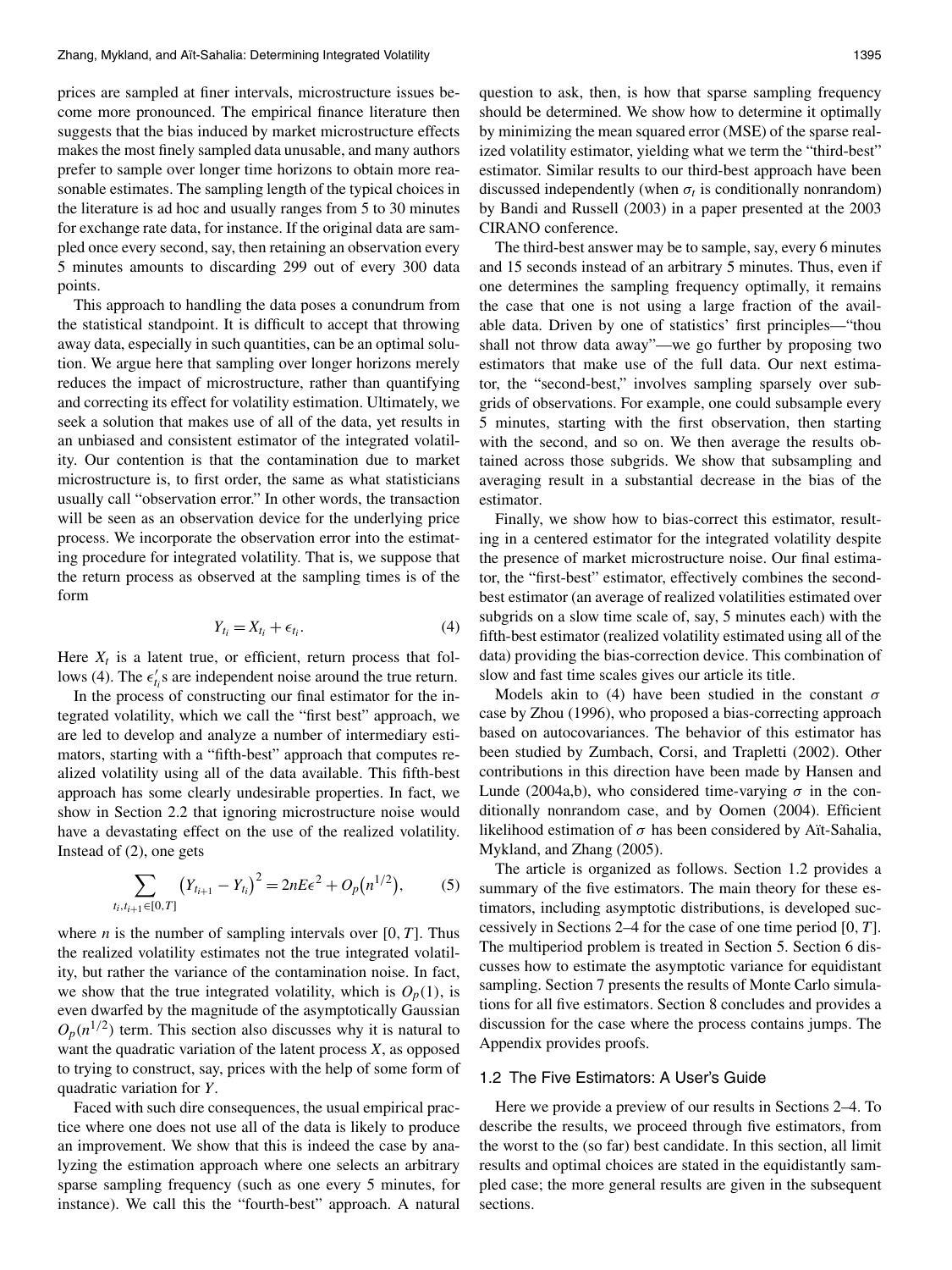prices are sampled at finer intervals, microstructure issues become more pronounced. The empirical finance literature then suggests that the bias induced by market microstructure effects makes the most finely sampled data unusable, and many authors prefer to sample over longer time horizons to obtain more reasonable estimates. The sampling length of the typical choices in the literature is ad hoc and usually ranges from 5 to 30 minutes for exchange rate data, for instance. If the original data are sampled once every second, say, then retaining an observation every 5 minutes amounts to discarding 299 out of every 300 data points.

This approach to handling the data poses a conundrum from the statistical standpoint. It is difficult to accept that throwing away data, especially in such quantities, can be an optimal solution. We argue here that sampling over longer horizons merely reduces the impact of microstructure, rather than quantifying and correcting its effect for volatility estimation. Ultimately, we seek a solution that makes use of all of the data, yet results in an unbiased and consistent estimator of the integrated volatility. Our contention is that the contamination due to market microstructure is, to first order, the same as what statisticians usually call "observation error." In other words, the transaction will be seen as an observation device for the underlying price process. We incorporate the observation error into the estimating procedure for integrated volatility. That is, we suppose that the return process as observed at the sampling times is of the form

$$Y_{t_i} = X_{t_i} + \epsilon_{t_i}. \tag{4}$$

Here $X_t$ is a latent true, or efficient, return process that follows (4). The $\epsilon'_{t_i}$s are independent noise around the true return.

In the process of constructing our final estimator for the integrated volatility, which we call the "first best" approach, we are led to develop and analyze a number of intermediary estimators, starting with a "fifth-best" approach that computes realized volatility using all of the data available. This fifth-best approach has some clearly undesirable properties. In fact, we show in Section 2.2 that ignoring microstructure noise would have a devastating effect on the use of the realized volatility. Instead of (2), one gets

$$\sum_{t_i, t_{i+1} \in [0,T]} \left(Y_{t_{i+1}} - Y_{t_i}\right)^2 = 2nE\epsilon^2 + O_p\left(n^{1/2}\right), \tag{5}$$

where $n$ is the number of sampling intervals over $[0, T]$. Thus the realized volatility estimates not the true integrated volatility, but rather the variance of the contamination noise. In fact, we show that the true integrated volatility, which is $O_p(1)$, is even dwarfed by the magnitude of the asymptotically Gaussian $O_p(n^{1/2})$ term. This section also discusses why it is natural to want the quadratic variation of the latent process $X$, as opposed to trying to construct, say, prices with the help of some form of quadratic variation for $Y$.

Faced with such dire consequences, the usual empirical practice where one does not use all of the data is likely to produce an improvement. We show that this is indeed the case by analyzing the estimation approach where one selects an arbitrary sparse sampling frequency (such as one every 5 minutes, for instance). We call this the "fourth-best" approach. A natural question to ask, then, is how that sparse sampling frequency should be determined. We show how to determine it optimally by minimizing the mean squared error (MSE) of the sparse realized volatility estimator, yielding what we term the "third-best" estimator. Similar results to our third-best approach have been discussed independently (when $\sigma_t$ is conditionally nonrandom) by Bandi and Russell (2003) in a paper presented at the 2003 CIRANO conference.

The third-best answer may be to sample, say, every 6 minutes and 15 seconds instead of an arbitrary 5 minutes. Thus, even if one determines the sampling frequency optimally, it remains the case that one is not using a large fraction of the available data. Driven by one of statistics' first principles—"thou shall not throw data away"—we go further by proposing two estimators that make use of the full data. Our next estimator, the "second-best," involves sampling sparsely over subgrids of observations. For example, one could subsample every 5 minutes, starting with the first observation, then starting with the second, and so on. We then average the results obtained across those subgrids. We show that subsampling and averaging result in a substantial decrease in the bias of the estimator.

Finally, we show how to bias-correct this estimator, resulting in a centered estimator for the integrated volatility despite the presence of market microstructure noise. Our final estimator, the "first-best" estimator, effectively combines the second-best estimator (an average of realized volatilities estimated over subgrids on a slow time scale of, say, 5 minutes each) with the fifth-best estimator (realized volatility estimated using all of the data) providing the bias-correction device. This combination of slow and fast time scales gives our article its title.

Models akin to (4) have been studied in the constant $\sigma$ case by Zhou (1996), who proposed a bias-correcting approach based on autocovariances. The behavior of this estimator has been studied by Zumbach, Corsi, and Trapletti (2002). Other contributions in this direction have been made by Hansen and Lunde (2004a,b), who considered time-varying $\sigma$ in the conditionally nonrandom case, and by Oomen (2004). Efficient likelihood estimation of $\sigma$ has been considered by Aït-Sahalia, Mykland, and Zhang (2005).

The article is organized as follows. Section 1.2 provides a summary of the five estimators. The main theory for these estimators, including asymptotic distributions, is developed successively in Sections 2–4 for the case of one time period $[0, T]$. The multiperiod problem is treated in Section 5. Section 6 discusses how to estimate the asymptotic variance for equidistant sampling. Section 7 presents the results of Monte Carlo simulations for all five estimators. Section 8 concludes and provides a discussion for the case where the process contains jumps. The Appendix provides proofs.

### 1.2 The Five Estimators: A User's Guide

Here we provide a preview of our results in Sections 2–4. To describe the results, we proceed through five estimators, from the worst to the (so far) best candidate. In this section, all limit results and optimal choices are stated in the equidistantly sampled case; the more general results are given in the subsequent sections.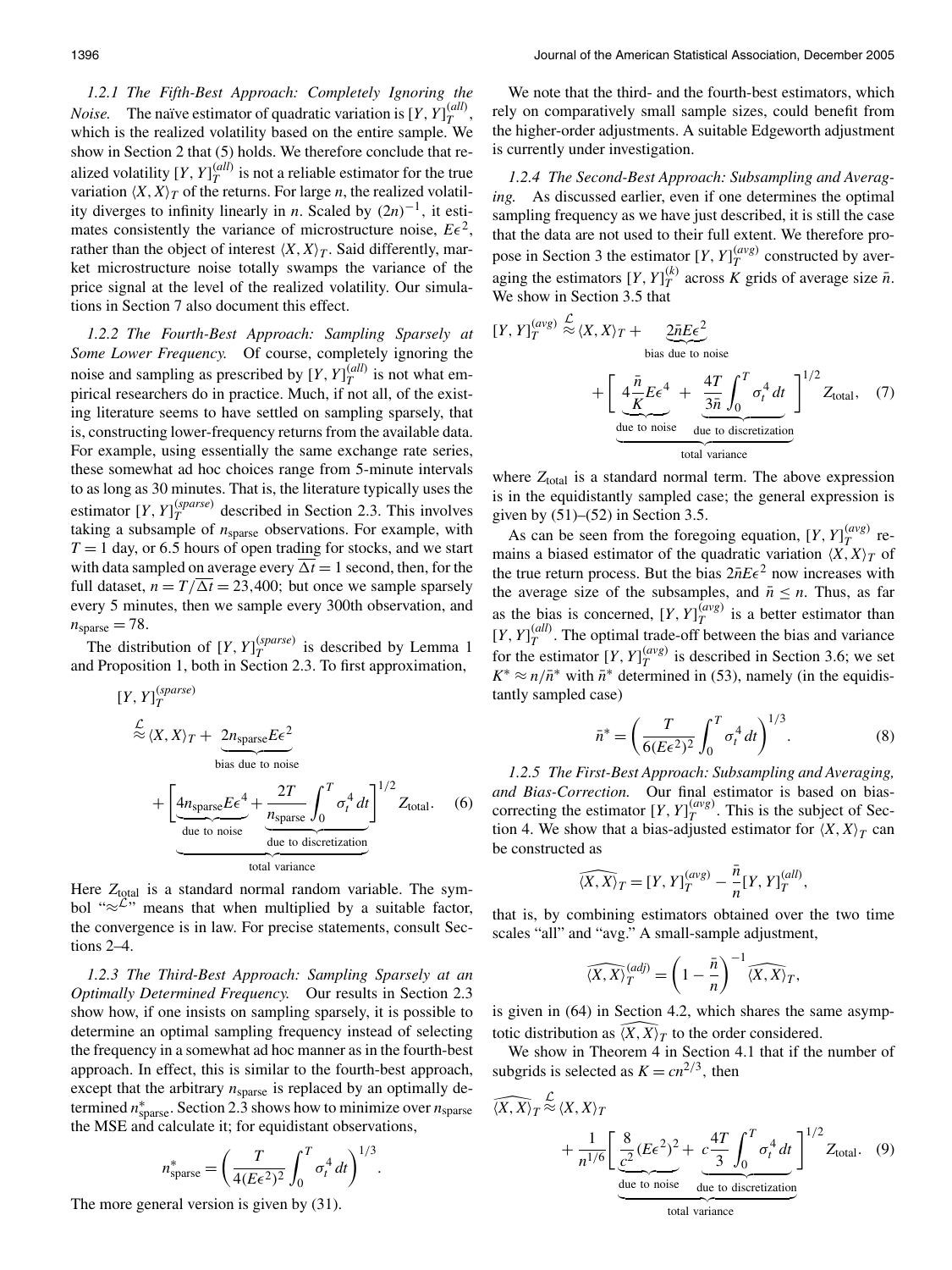*1.2.1 The Fifth-Best Approach: Completely Ignoring the Noise.* The naïve estimator of quadratic variation is $[Y,Y]_T^{(all)}$, which is the realized volatility based on the entire sample. We show in Section 2 that (5) holds. We therefore conclude that realized volatility $[Y,Y]_T^{(all)}$ is not a reliable estimator for the true variation $\langle X,X\rangle_T$ of the returns. For large $n$, the realized volatility diverges to infinity linearly in $n$. Scaled by $(2n)^{-1}$, it estimates consistently the variance of microstructure noise, $E\epsilon^2$, rather than the object of interest $\langle X,X\rangle_T$. Said differently, market microstructure noise totally swamps the variance of the price signal at the level of the realized volatility. Our simulations in Section 7 also document this effect.

*1.2.2 The Fourth-Best Approach: Sampling Sparsely at Some Lower Frequency.* Of course, completely ignoring the noise and sampling as prescribed by $[Y,Y]_T^{(all)}$ is not what empirical researchers do in practice. Much, if not all, of the existing literature seems to have settled on sampling sparsely, that is, constructing lower-frequency returns from the available data. For example, using essentially the same exchange rate series, these somewhat ad hoc choices range from 5-minute intervals to as long as 30 minutes. That is, the literature typically uses the estimator $[Y,Y]_T^{(sparse)}$ described in Section 2.3. This involves taking a subsample of $n_{\text{sparse}}$ observations. For example, with $T = 1$ day, or 6.5 hours of open trading for stocks, and we start with data sampled on average every $\overline{\Delta t} = 1$ second, then, for the full dataset, $n = T/\overline{\Delta t} = 23{,}400$; but once we sample sparsely every 5 minutes, then we sample every 300th observation, and $n_{\text{sparse}} = 78$.

The distribution of $[Y,Y]_T^{(sparse)}$ is described by Lemma 1 and Proposition 1, both in Section 2.3. To first approximation,

$$[Y,Y]_T^{(sparse)} \overset{\mathcal{L}}{\approx} \langle X,X\rangle_T + \underbrace{2n_{\text{sparse}}E\epsilon^2}_{\text{bias due to noise}} + \underbrace{\Big[\underbrace{4n_{\text{sparse}}E\epsilon^4}_{\text{due to noise}} + \underbrace{\frac{2T}{n_{\text{sparse}}}\int_0^T \sigma_t^4\,dt}_{\text{due to discretization}}\Big]^{1/2}}_{\text{total variance}} Z_{\text{total}}. \tag{6}$$

Here $Z_{\text{total}}$ is a standard normal random variable. The symbol "$\approx^{\mathcal{L}}$" means that when multiplied by a suitable factor, the convergence is in law. For precise statements, consult Sections 2–4.

*1.2.3 The Third-Best Approach: Sampling Sparsely at an Optimally Determined Frequency.* Our results in Section 2.3 show how, if one insists on sampling sparsely, it is possible to determine an optimal sampling frequency instead of selecting the frequency in a somewhat ad hoc manner as in the fourth-best approach. In effect, this is similar to the fourth-best approach, except that the arbitrary $n_{\text{sparse}}$ is replaced by an optimally determined $n^*_{\text{sparse}}$. Section 2.3 shows how to minimize over $n_{\text{sparse}}$ the MSE and calculate it; for equidistant observations,

$$n^*_{\text{sparse}} = \left(\frac{T}{4(E\epsilon^2)^2}\int_0^T \sigma_t^4\,dt\right)^{1/3}.$$

The more general version is given by (31).

We note that the third- and the fourth-best estimators, which rely on comparatively small sample sizes, could benefit from the higher-order adjustments. A suitable Edgeworth adjustment is currently under investigation.

*1.2.4 The Second-Best Approach: Subsampling and Averaging.* As discussed earlier, even if one determines the optimal sampling frequency as we have just described, it is still the case that the data are not used to their full extent. We therefore propose in Section 3 the estimator $[Y,Y]_T^{(avg)}$ constructed by averaging the estimators $[Y,Y]_T^{(k)}$ across $K$ grids of average size $\bar{n}$. We show in Section 3.5 that

$$[Y,Y]_T^{(avg)} \overset{\mathcal{L}}{\approx} \langle X,X\rangle_T + \underbrace{2\bar{n}E\epsilon^2}_{\text{bias due to noise}} + \underbrace{\Big[\underbrace{4\frac{\bar{n}}{K}E\epsilon^4}_{\text{due to noise}} + \underbrace{\frac{4T}{3\bar{n}}\int_0^T \sigma_t^4\,dt}_{\text{due to discretization}}\Big]^{1/2}}_{\text{total variance}} Z_{\text{total}}, \tag{7}$$

where $Z_{\text{total}}$ is a standard normal term. The above expression is in the equidistantly sampled case; the general expression is given by (51)–(52) in Section 3.5.

As can be seen from the foregoing equation, $[Y,Y]_T^{(avg)}$ remains a biased estimator of the quadratic variation $\langle X,X\rangle_T$ of the true return process. But the bias $2\bar{n}E\epsilon^2$ now increases with the average size of the subsamples, and $\bar{n} \le n$. Thus, as far as the bias is concerned, $[Y,Y]_T^{(avg)}$ is a better estimator than $[Y,Y]_T^{(all)}$. The optimal trade-off between the bias and variance for the estimator $[Y,Y]_T^{(avg)}$ is described in Section 3.6; we set $K^* \approx n/\bar{n}^*$ with $\bar{n}^*$ determined in (53), namely (in the equidistantly sampled case)

$$\bar{n}^* = \left(\frac{T}{6(E\epsilon^2)^2}\int_0^T \sigma_t^4\,dt\right)^{1/3}. \tag{8}$$

*1.2.5 The First-Best Approach: Subsampling and Averaging, and Bias-Correction.* Our final estimator is based on bias-correcting the estimator $[Y,Y]_T^{(avg)}$. This is the subject of Section 4. We show that a bias-adjusted estimator for $\langle X,X\rangle_T$ can be constructed as

$$\widehat{\langle X,X\rangle}_T = [Y,Y]_T^{(avg)} - \frac{\bar{n}}{n}[Y,Y]_T^{(all)},$$

that is, by combining estimators obtained over the two time scales "all" and "avg." A small-sample adjustment,

$$\widehat{\langle X,X\rangle}_T^{(adj)} = \left(1 - \frac{\bar{n}}{n}\right)^{-1}\widehat{\langle X,X\rangle}_T,$$

is given in (64) in Section 4.2, which shares the same asymptotic distribution as $\widehat{\langle X,X\rangle}_T$ to the order considered.

We show in Theorem 4 in Section 4.1 that if the number of subgrids is selected as $K = cn^{2/3}$, then

$$\widehat{\langle X,X\rangle}_T \overset{\mathcal{L}}{\approx} \langle X,X\rangle_T + \frac{1}{n^{1/6}}\underbrace{\Big[\underbrace{\frac{8}{c^2}(E\epsilon^2)^2}_{\text{due to noise}} + \underbrace{c\frac{4T}{3}\int_0^T \sigma_t^4\,dt}_{\text{due to discretization}}\Big]^{1/2}}_{\text{total variance}} Z_{\text{total}}. \tag{9}$$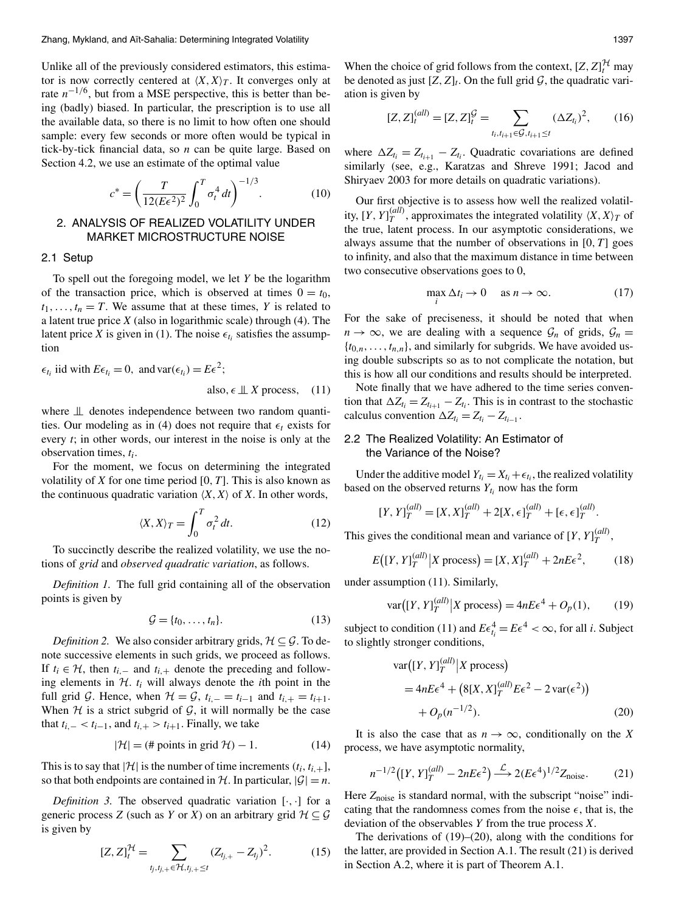Unlike all of the previously considered estimators, this estimator is now correctly centered at $\langle X, X\rangle_T$. It converges only at rate $n^{-1/6}$, but from a MSE perspective, this is better than being (badly) biased. In particular, the prescription is to use all the available data, so there is no limit to how often one should sample: every few seconds or more often would be typical in tick-by-tick financial data, so $n$ can be quite large. Based on Section 4.2, we use an estimate of the optimal value

$$c^* = \left( \frac{T}{12(E\epsilon^2)^2} \int_0^T \sigma_t^4 \, dt \right)^{-1/3}. \tag{10}$$

## 2. ANALYSIS OF REALIZED VOLATILITY UNDER MARKET MICROSTRUCTURE NOISE

### 2.1 Setup

To spell out the foregoing model, we let $Y$ be the logarithm of the transaction price, which is observed at times $0 = t_0, t_1, \dots, t_n = T$. We assume that at these times, $Y$ is related to a latent true price $X$ (also in logarithmic scale) through (4). The latent price $X$ is given in (1). The noise $\epsilon_{t_i}$ satisfies the assumption

$$\epsilon_{t_i} \text{ iid with } E\epsilon_{t_i} = 0, \text{ and } \operatorname{var}(\epsilon_{t_i}) = E\epsilon^2; \\ \text{also, } \epsilon \perp\!\!\!\perp X \text{ process}, \tag{11}$$

where $\perp\!\!\!\perp$ denotes independence between two random quantities. Our modeling as in (4) does not require that $\epsilon_t$ exists for every $t$; in other words, our interest in the noise is only at the observation times, $t_i$.

For the moment, we focus on determining the integrated volatility of $X$ for one time period $[0, T]$. This is also known as the continuous quadratic variation $\langle X, X\rangle$ of $X$. In other words,

$$\langle X, X\rangle_T = \int_0^T \sigma_t^2 \, dt. \tag{12}$$

To succinctly describe the realized volatility, we use the notions of *grid* and *observed quadratic variation*, as follows.

*Definition 1.* The full grid containing all of the observation points is given by

$$\mathcal{G} = \{t_0, \dots, t_n\}. \tag{13}$$

*Definition 2.* We also consider arbitrary grids, $\mathcal{H} \subseteq \mathcal{G}$. To denote successive elements in such grids, we proceed as follows. If $t_i \in \mathcal{H}$, then $t_{i,-}$ and $t_{i,+}$ denote the preceding and following elements in $\mathcal{H}$. $t_i$ will always denote the $i$th point in the full grid $\mathcal{G}$. Hence, when $\mathcal{H} = \mathcal{G}$, $t_{i,-} = t_{i-1}$ and $t_{i,+} = t_{i+1}$. When $\mathcal{H}$ is a strict subgrid of $\mathcal{G}$, it will normally be the case that $t_{i,-} < t_{i-1}$, and $t_{i,+} > t_{i+1}$. Finally, we take

$$|\mathcal{H}| = (\text{\# points in grid } \mathcal{H}) - 1. \tag{14}$$

This is to say that $|\mathcal{H}|$ is the number of time increments $(t_i, t_{i,+}]$, so that both endpoints are contained in $\mathcal{H}$. In particular, $|\mathcal{G}| = n$.

*Definition 3.* The observed quadratic variation $[\cdot,\cdot]$ for a generic process $Z$ (such as $Y$ or $X$) on an arbitrary grid $\mathcal{H} \subseteq \mathcal{G}$ is given by

$$[Z, Z]_t^{\mathcal{H}} = \sum_{t_j, t_{j,+} \in \mathcal{H}, t_{j,+} \le t} (Z_{t_{j,+}} - Z_{t_j})^2. \tag{15}$$

When the choice of grid follows from the context, $[Z, Z]_t^{\mathcal{H}}$ may be denoted as just $[Z, Z]_t$. On the full grid $\mathcal{G}$, the quadratic variation is given by

$$[Z, Z]_t^{(all)} = [Z, Z]_t^{\mathcal{G}} = \sum_{t_i, t_{i+1} \in \mathcal{G}, t_{i+1} \le t} (\Delta Z_{t_i})^2, \tag{16}$$

where $\Delta Z_{t_i} = Z_{t_{i+1}} - Z_{t_i}$. Quadratic covariations are defined similarly (see, e.g., Karatzas and Shreve 1991; Jacod and Shiryaev 2003 for more details on quadratic variations).

Our first objective is to assess how well the realized volatility, $[Y, Y]_T^{(all)}$, approximates the integrated volatility $\langle X, X\rangle_T$ of the true, latent process. In our asymptotic considerations, we always assume that the number of observations in $[0, T]$ goes to infinity, and also that the maximum distance in time between two consecutive observations goes to 0,

$$\max_i \Delta t_i \to 0 \quad \text{as } n \to \infty. \tag{17}$$

For the sake of preciseness, it should be noted that when $n \to \infty$, we are dealing with a sequence $\mathcal{G}_n$ of grids, $\mathcal{G}_n = \{t_{0,n}, \dots, t_{n,n}\}$, and similarly for subgrids. We have avoided using double subscripts so as to not complicate the notation, but this is how all our conditions and results should be interpreted.

Note finally that we have adhered to the time series convention that $\Delta Z_{t_i} = Z_{t_{i+1}} - Z_{t_i}$. This is in contrast to the stochastic calculus convention $\Delta Z_{t_i} = Z_{t_i} - Z_{t_{i-1}}$.

### 2.2 The Realized Volatility: An Estimator of the Variance of the Noise?

Under the additive model $Y_{t_i} = X_{t_i} + \epsilon_{t_i}$, the realized volatility based on the observed returns $Y_{t_i}$ now has the form

$$[Y, Y]_T^{(all)} = [X, X]_T^{(all)} + 2[X, \epsilon]_T^{(all)} + [\epsilon, \epsilon]_T^{(all)}.$$

This gives the conditional mean and variance of $[Y, Y]_T^{(all)}$,

$$E\big([Y, Y]_T^{(all)} \big| X \text{ process}\big) = [X, X]_T^{(all)} + 2nE\epsilon^2, \tag{18}$$

under assumption (11). Similarly,

$$\operatorname{var}\big([Y, Y]_T^{(all)} \big| X \text{ process}\big) = 4nE\epsilon^4 + O_p(1), \tag{19}$$

subject to condition (11) and $E\epsilon_{t_i}^4 = E\epsilon^4 < \infty$, for all $i$. Subject to slightly stronger conditions,

$$\begin{aligned} &\operatorname{var}\big([Y, Y]_T^{(all)} \big| X \text{ process}\big) \\ &\quad = 4nE\epsilon^4 + \big(8[X, X]_T^{(all)} E\epsilon^2 - 2\operatorname{var}(\epsilon^2)\big) \\ &\quad\quad + O_p(n^{-1/2}). \end{aligned} \tag{20}$$

It is also the case that as $n \to \infty$, conditionally on the $X$ process, we have asymptotic normality,

$$n^{-1/2}\big([Y, Y]_T^{(all)} - 2nE\epsilon^2\big) \xrightarrow{\mathcal{L}} 2(E\epsilon^4)^{1/2} Z_{\text{noise}}. \tag{21}$$

Here $Z_{\text{noise}}$ is standard normal, with the subscript "noise" indicating that the randomness comes from the noise $\epsilon$, that is, the deviation of the observables $Y$ from the true process $X$.

The derivations of (19)–(20), along with the conditions for the latter, are provided in Section A.1. The result (21) is derived in Section A.2, where it is part of Theorem A.1.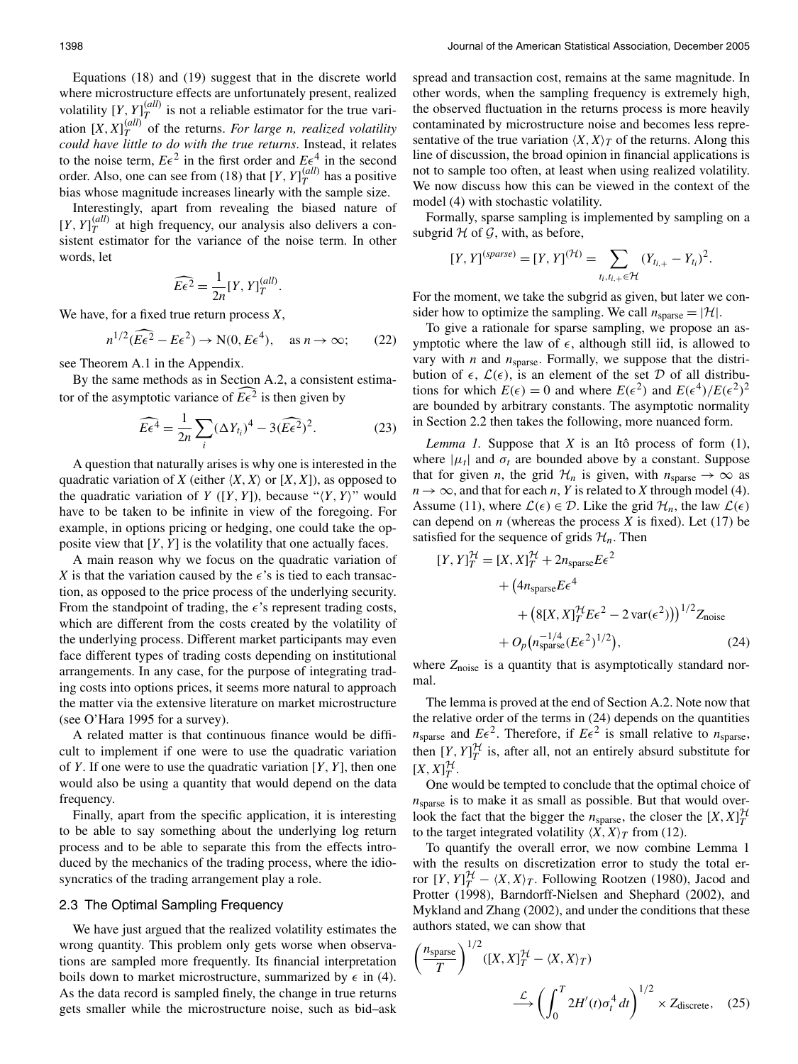Equations (18) and (19) suggest that in the discrete world where microstructure effects are unfortunately present, realized volatility $[Y,Y]_T^{(all)}$ is not a reliable estimator for the true variation $[X,X]_T^{(all)}$ of the returns. *For large n, realized volatility could have little to do with the true returns*. Instead, it relates to the noise term, $E\epsilon^2$ in the first order and $E\epsilon^4$ in the second order. Also, one can see from (18) that $[Y,Y]_T^{(all)}$ has a positive bias whose magnitude increases linearly with the sample size.

Interestingly, apart from revealing the biased nature of $[Y,Y]_T^{(all)}$ at high frequency, our analysis also delivers a consistent estimator for the variance of the noise term. In other words, let

$$\widehat{E\epsilon^2} = \frac{1}{2n}[Y,Y]_T^{(all)}.$$

We have, for a fixed true return process $X$,

$$n^{1/2}(\widehat{E\epsilon^2} - E\epsilon^2) \to \mathrm{N}(0, E\epsilon^4), \quad \text{as } n \to \infty; \tag{22}$$

see Theorem A.1 in the Appendix.

By the same methods as in Section A.2, a consistent estimator of the asymptotic variance of $\widehat{E\epsilon^2}$ is then given by

$$\widehat{E\epsilon^4} = \frac{1}{2n}\sum_i (\Delta Y_{t_i})^4 - 3(\widehat{E\epsilon^2})^2. \tag{23}$$

A question that naturally arises is why one is interested in the quadratic variation of $X$ (either $\langle X,X\rangle$ or $[X,X]$), as opposed to the quadratic variation of $Y$ ($[Y,Y]$), because "$\langle Y,Y\rangle$" would have to be taken to be infinite in view of the foregoing. For example, in options pricing or hedging, one could take the opposite view that $[Y,Y]$ is the volatility that one actually faces.

A main reason why we focus on the quadratic variation of $X$ is that the variation caused by the $\epsilon$'s is tied to each transaction, as opposed to the price process of the underlying security. From the standpoint of trading, the $\epsilon$'s represent trading costs, which are different from the costs created by the volatility of the underlying process. Different market participants may even face different types of trading costs depending on institutional arrangements. In any case, for the purpose of integrating trading costs into options prices, it seems more natural to approach the matter via the extensive literature on market microstructure (see O'Hara 1995 for a survey).

A related matter is that continuous finance would be difficult to implement if one were to use the quadratic variation of $Y$. If one were to use the quadratic variation $[Y,Y]$, then one would also be using a quantity that would depend on the data frequency.

Finally, apart from the specific application, it is interesting to be able to say something about the underlying log return process and to be able to separate this from the effects introduced by the mechanics of the trading process, where the idiosyncratics of the trading arrangement play a role.

## 2.3 The Optimal Sampling Frequency

We have just argued that the realized volatility estimates the wrong quantity. This problem only gets worse when observations are sampled more frequently. Its financial interpretation boils down to market microstructure, summarized by $\epsilon$ in (4). As the data record is sampled finely, the change in true returns gets smaller while the microstructure noise, such as bid–ask spread and transaction cost, remains at the same magnitude. In other words, when the sampling frequency is extremely high, the observed fluctuation in the returns process is more heavily contaminated by microstructure noise and becomes less representative of the true variation $\langle X,X\rangle_T$ of the returns. Along this line of discussion, the broad opinion in financial applications is not to sample too often, at least when using realized volatility. We now discuss how this can be viewed in the context of the model (4) with stochastic volatility.

Formally, sparse sampling is implemented by sampling on a subgrid $\mathcal{H}$ of $\mathcal{G}$, with, as before,

$$[Y,Y]^{(sparse)} = [Y,Y]^{(\mathcal{H})} = \sum_{t_i, t_{i,+} \in \mathcal{H}} (Y_{t_{i,+}} - Y_{t_i})^2.$$

For the moment, we take the subgrid as given, but later we consider how to optimize the sampling. We call $n_{\text{sparse}} = |\mathcal{H}|$.

To give a rationale for sparse sampling, we propose an asymptotic where the law of $\epsilon$, although still iid, is allowed to vary with $n$ and $n_{\text{sparse}}$. Formally, we suppose that the distribution of $\epsilon$, $\mathcal{L}(\epsilon)$, is an element of the set $\mathcal{D}$ of all distributions for which $E(\epsilon) = 0$ and where $E(\epsilon^2)$ and $E(\epsilon^4)/E(\epsilon^2)^2$ are bounded by arbitrary constants. The asymptotic normality in Section 2.2 then takes the following, more nuanced form.

*Lemma 1.* Suppose that $X$ is an Itô process of form (1), where $|\mu_t|$ and $\sigma_t$ are bounded above by a constant. Suppose that for given $n$, the grid $\mathcal{H}_n$ is given, with $n_{\text{sparse}} \to \infty$ as $n \to \infty$, and that for each $n$, $Y$ is related to $X$ through model (4). Assume (11), where $\mathcal{L}(\epsilon) \in \mathcal{D}$. Like the grid $\mathcal{H}_n$, the law $\mathcal{L}(\epsilon)$ can depend on $n$ (whereas the process $X$ is fixed). Let (17) be satisfied for the sequence of grids $\mathcal{H}_n$. Then

$$\begin{aligned}
[Y,Y]_T^{\mathcal{H}} &= [X,X]_T^{\mathcal{H}} + 2n_{\text{sparse}}E\epsilon^2 \\
&\quad + \big(4n_{\text{sparse}}E\epsilon^4 \\
&\quad\quad + \big(8[X,X]_T^{\mathcal{H}}E\epsilon^2 - 2\operatorname{var}(\epsilon^2)\big)\big)^{1/2} Z_{\text{noise}} \\
&\quad + O_p\big(n_{\text{sparse}}^{-1/4}(E\epsilon^2)^{1/2}\big),
\end{aligned} \tag{24}$$

where $Z_{\text{noise}}$ is a quantity that is asymptotically standard normal.

The lemma is proved at the end of Section A.2. Note now that the relative order of the terms in (24) depends on the quantities $n_{\text{sparse}}$ and $E\epsilon^2$. Therefore, if $E\epsilon^2$ is small relative to $n_{\text{sparse}}$, then $[Y,Y]_T^{\mathcal{H}}$ is, after all, not an entirely absurd substitute for $[X,X]_T^{\mathcal{H}}$.

One would be tempted to conclude that the optimal choice of $n_{\text{sparse}}$ is to make it as small as possible. But that would overlook the fact that the bigger the $n_{\text{sparse}}$, the closer the $[X,X]_T^{\mathcal{H}}$ to the target integrated volatility $\langle X,X\rangle_T$ from (12).

To quantify the overall error, we now combine Lemma 1 with the results on discretization error to study the total error $[Y,Y]_T^{\mathcal{H}} - \langle X,X\rangle_T$. Following Rootzen (1980), Jacod and Protter (1998), Barndorff-Nielsen and Shephard (2002), and Mykland and Zhang (2002), and under the conditions that these authors stated, we can show that

$$\left(\frac{n_{\text{sparse}}}{T}\right)^{1/2}([X,X]_T^{\mathcal{H}} - \langle X,X\rangle_T) \xrightarrow{\mathcal{L}} \left(\int_0^T 2H'(t)\sigma_t^4\,dt\right)^{1/2} \times Z_{\text{discrete}}, \tag{25}$$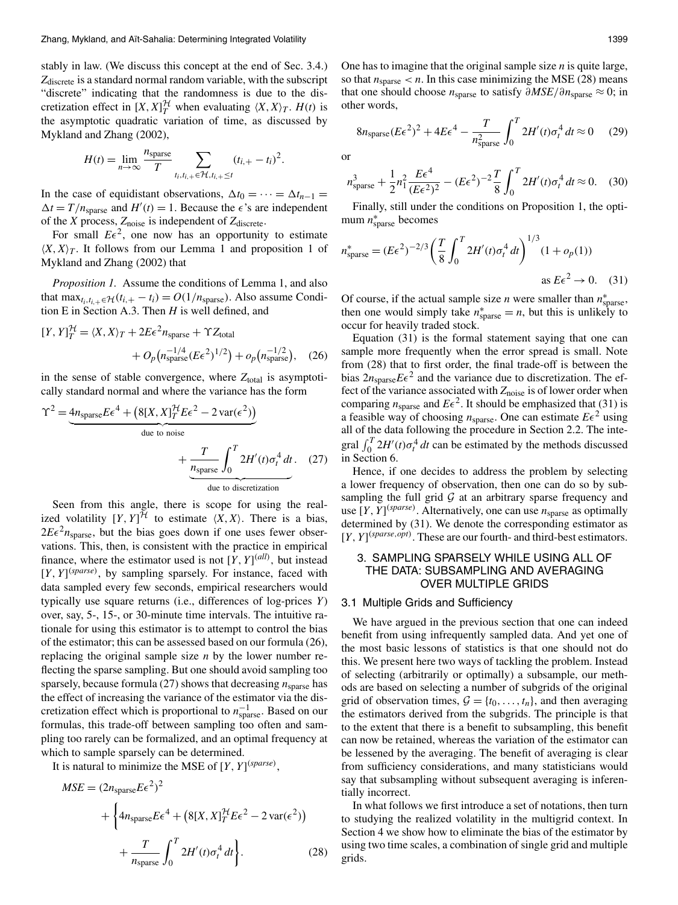stably in law. (We discuss this concept at the end of Sec. 3.4.) $Z_{\text{discrete}}$ is a standard normal random variable, with the subscript "discrete" indicating that the randomness is due to the discretization effect in $[X,X]_T^{\mathcal{H}}$ when evaluating $\langle X,X\rangle_T$. $H(t)$ is the asymptotic quadratic variation of time, as discussed by Mykland and Zhang (2002),

$$H(t) = \lim_{n\to\infty} \frac{n_{\text{sparse}}}{T} \sum_{t_i, t_{i,+} \in \mathcal{H}, t_{i,+} \le t} (t_{i,+} - t_i)^2.$$

In the case of equidistant observations, $\Delta t_0 = \cdots = \Delta t_{n-1} = \Delta t = T/n_{\text{sparse}}$ and $H'(t) = 1$. Because the $\epsilon$'s are independent of the $X$ process, $Z_{\text{noise}}$ is independent of $Z_{\text{discrete}}$.

For small $E\epsilon^2$, one now has an opportunity to estimate $\langle X,X\rangle_T$. It follows from our Lemma 1 and proposition 1 of Mykland and Zhang (2002) that

*Proposition 1.* Assume the conditions of Lemma 1, and also that $\max_{t_i, t_{i,+} \in \mathcal{H}} (t_{i,+} - t_i) = O(1/n_{\text{sparse}})$. Also assume Condition E in Section A.3. Then $H$ is well defined, and

$$[Y,Y]_T^{\mathcal{H}} = \langle X,X\rangle_T + 2E\epsilon^2 n_{\text{sparse}} + \Upsilon Z_{\text{total}} + O_p\big(n_{\text{sparse}}^{-1/4}(E\epsilon^2)^{1/2}\big) + o_p\big(n_{\text{sparse}}^{-1/2}\big), \quad (26)$$

in the sense of stable convergence, where $Z_{\text{total}}$ is asymptotically standard normal and where the variance has the form

$$\Upsilon^2 = \underbrace{4n_{\text{sparse}}E\epsilon^4 + \big(8[X,X]_T^{\mathcal{H}}E\epsilon^2 - 2\operatorname{var}(\epsilon^2)\big)}_{\text{due to noise}} + \underbrace{\frac{T}{n_{\text{sparse}}}\int_0^T 2H'(t)\sigma_t^4\,dt}_{\text{due to discretization}}. \quad (27)$$

Seen from this angle, there is scope for using the realized volatility $[Y,Y]^{\mathcal{H}}$ to estimate $\langle X,X\rangle$. There is a bias, $2E\epsilon^2 n_{\text{sparse}}$, but the bias goes down if one uses fewer observations. This, then, is consistent with the practice in empirical finance, where the estimator used is not $[Y,Y]^{(all)}$, but instead $[Y,Y]^{(sparse)}$, by sampling sparsely. For instance, faced with data sampled every few seconds, empirical researchers would typically use square returns (i.e., differences of log-prices $Y$) over, say, 5-, 15-, or 30-minute time intervals. The intuitive rationale for using this estimator is to attempt to control the bias of the estimator; this can be assessed based on our formula (26), replacing the original sample size $n$ by the lower number reflecting the sparse sampling. But one should avoid sampling too sparsely, because formula (27) shows that decreasing $n_{\text{sparse}}$ has the effect of increasing the variance of the estimator via the discretization effect which is proportional to $n_{\text{sparse}}^{-1}$. Based on our formulas, this trade-off between sampling too often and sampling too rarely can be formalized, and an optimal frequency at which to sample sparsely can be determined.

It is natural to minimize the MSE of $[Y,Y]^{(sparse)}$,

$$MSE = (2n_{\text{sparse}}E\epsilon^2)^2 + \bigg\{4n_{\text{sparse}}E\epsilon^4 + \big(8[X,X]_T^{\mathcal{H}}E\epsilon^2 - 2\operatorname{var}(\epsilon^2)\big) + \frac{T}{n_{\text{sparse}}}\int_0^T 2H'(t)\sigma_t^4\,dt\bigg\}. \quad (28)$$

One has to imagine that the original sample size $n$ is quite large, so that $n_{\text{sparse}} < n$. In this case minimizing the MSE (28) means that one should choose $n_{\text{sparse}}$ to satisfy $\partial MSE/\partial n_{\text{sparse}} \approx 0$; in other words,

$$8n_{\text{sparse}}(E\epsilon^2)^2 + 4E\epsilon^4 - \frac{T}{n_{\text{sparse}}^2}\int_0^T 2H'(t)\sigma_t^4\,dt \approx 0 \quad (29)$$

or

$$n_{\text{sparse}}^3 + \frac{1}{2}n_1^2\frac{E\epsilon^4}{(E\epsilon^2)^2} - (E\epsilon^2)^{-2}\frac{T}{8}\int_0^T 2H'(t)\sigma_t^4\,dt \approx 0. \quad (30)$$

Finally, still under the conditions on Proposition 1, the optimum $n_{\text{sparse}}^*$ becomes

$$n_{\text{sparse}}^* = (E\epsilon^2)^{-2/3}\bigg(\frac{T}{8}\int_0^T 2H'(t)\sigma_t^4\,dt\bigg)^{1/3}(1 + o_p(1)) \quad \text{as } E\epsilon^2 \to 0. \quad (31)$$

Of course, if the actual sample size $n$ were smaller than $n_{\text{sparse}}^*$, then one would simply take $n_{\text{sparse}}^* = n$, but this is unlikely to occur for heavily traded stock.

Equation (31) is the formal statement saying that one can sample more frequently when the error spread is small. Note from (28) that to first order, the final trade-off is between the bias $2n_{\text{sparse}}E\epsilon^2$ and the variance due to discretization. The effect of the variance associated with $Z_{\text{noise}}$ is of lower order when comparing $n_{\text{sparse}}$ and $E\epsilon^2$. It should be emphasized that (31) is a feasible way of choosing $n_{\text{sparse}}$. One can estimate $E\epsilon^2$ using all of the data following the procedure in Section 2.2. The integral $\int_0^T 2H'(t)\sigma_t^4\,dt$ can be estimated by the methods discussed in Section 6.

Hence, if one decides to address the problem by selecting a lower frequency of observation, then one can do so by subsampling the full grid $\mathcal{G}$ at an arbitrary sparse frequency and use $[Y,Y]^{(sparse)}$. Alternatively, one can use $n_{\text{sparse}}$ as optimally determined by (31). We denote the corresponding estimator as $[Y,Y]^{(sparse,opt)}$. These are our fourth- and third-best estimators.

## 3. SAMPLING SPARSELY WHILE USING ALL OF THE DATA: SUBSAMPLING AND AVERAGING OVER MULTIPLE GRIDS

### 3.1 Multiple Grids and Sufficiency

We have argued in the previous section that one can indeed benefit from using infrequently sampled data. And yet one of the most basic lessons of statistics is that one should not do this. We present here two ways of tackling the problem. Instead of selecting (arbitrarily or optimally) a subsample, our methods are based on selecting a number of subgrids of the original grid of observation times, $\mathcal{G} = \{t_0, \ldots, t_n\}$, and then averaging the estimators derived from the subgrids. The principle is that to the extent that there is a benefit to subsampling, this benefit can now be retained, whereas the variation of the estimator can be lessened by the averaging. The benefit of averaging is clear from sufficiency considerations, and many statisticians would say that subsampling without subsequent averaging is inferentially incorrect.

In what follows we first introduce a set of notations, then turn to studying the realized volatility in the multigrid context. In Section 4 we show how to eliminate the bias of the estimator by using two time scales, a combination of single grid and multiple grids.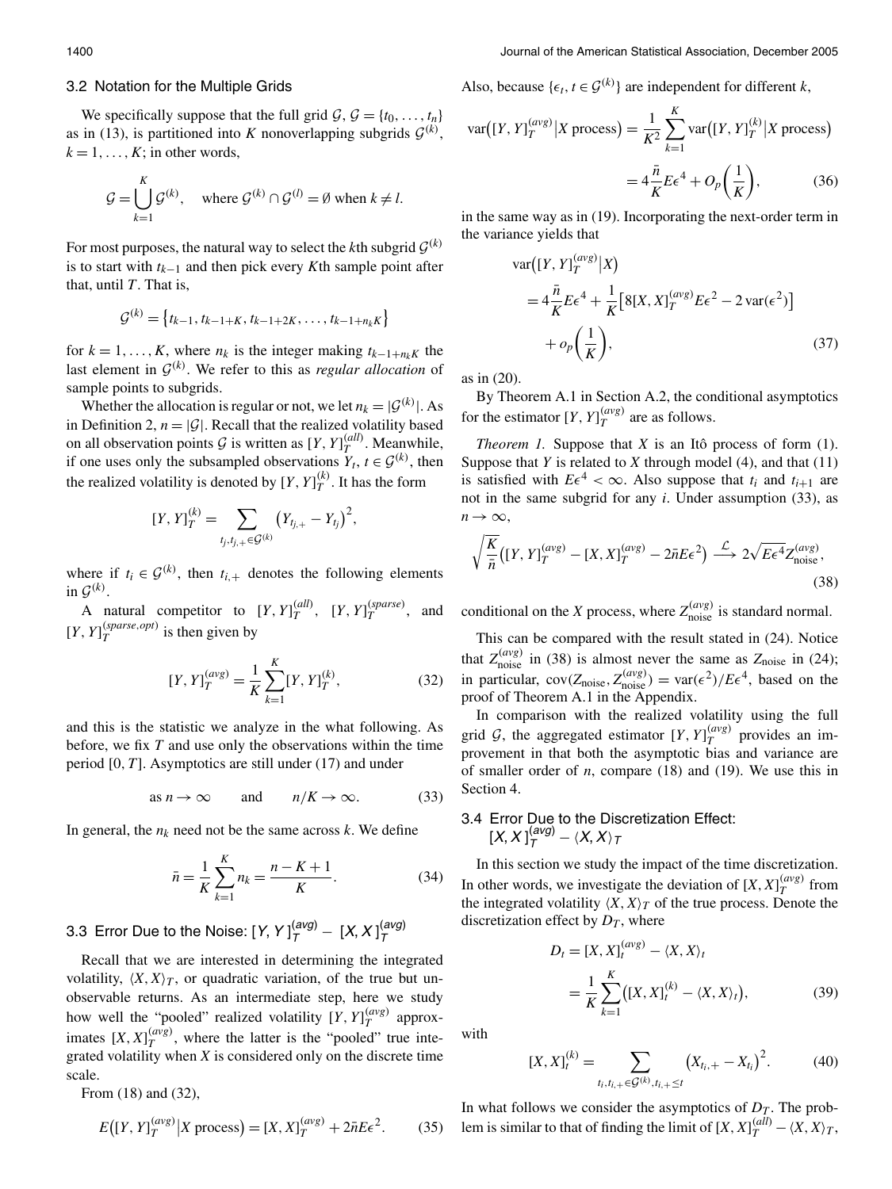### 3.2 Notation for the Multiple Grids

We specifically suppose that the full grid $\mathcal{G}$, $\mathcal{G} = \{t_0, \ldots, t_n\}$ as in (13), is partitioned into $K$ nonoverlapping subgrids $\mathcal{G}^{(k)}$, $k = 1, \ldots, K$; in other words,

$$\mathcal{G} = \bigcup_{k=1}^{K} \mathcal{G}^{(k)}, \quad \text{where } \mathcal{G}^{(k)} \cap \mathcal{G}^{(l)} = \emptyset \text{ when } k \neq l.$$

For most purposes, the natural way to select the $k$th subgrid $\mathcal{G}^{(k)}$ is to start with $t_{k-1}$ and then pick every $K$th sample point after that, until $T$. That is,

$$\mathcal{G}^{(k)} = \{t_{k-1}, t_{k-1+K}, t_{k-1+2K}, \ldots, t_{k-1+n_k K}\}$$

for $k = 1, \ldots, K$, where $n_k$ is the integer making $t_{k-1+n_k K}$ the last element in $\mathcal{G}^{(k)}$. We refer to this as *regular allocation* of sample points to subgrids.

Whether the allocation is regular or not, we let $n_k = |\mathcal{G}^{(k)}|$. As in Definition 2, $n = |\mathcal{G}|$. Recall that the realized volatility based on all observation points $\mathcal{G}$ is written as $[Y, Y]_T^{(all)}$. Meanwhile, if one uses only the subsampled observations $Y_t$, $t \in \mathcal{G}^{(k)}$, then the realized volatility is denoted by $[Y, Y]_T^{(k)}$. It has the form

$$[Y, Y]_T^{(k)} = \sum_{t_j, t_{j,+} \in \mathcal{G}^{(k)}} \left(Y_{t_{j,+}} - Y_{t_j}\right)^2,$$

where if $t_i \in \mathcal{G}^{(k)}$, then $t_{i,+}$ denotes the following elements in $\mathcal{G}^{(k)}$.

A natural competitor to $[Y, Y]_T^{(all)}$, $[Y, Y]_T^{(sparse)}$, and $[Y, Y]_T^{(sparse,opt)}$ is then given by

$$[Y, Y]_T^{(avg)} = \frac{1}{K} \sum_{k=1}^{K} [Y, Y]_T^{(k)}, \tag{32}$$

and this is the statistic we analyze in the what following. As before, we fix $T$ and use only the observations within the time period $[0, T]$. Asymptotics are still under (17) and under

$$\text{as } n \to \infty \qquad \text{and} \qquad n/K \to \infty. \tag{33}$$

In general, the $n_k$ need not be the same across $k$. We define

$$\bar{n} = \frac{1}{K} \sum_{k=1}^{K} n_k = \frac{n - K + 1}{K}. \tag{34}$$

### 3.3 Error Due to the Noise: $[Y, Y]_T^{(avg)} - [X, X]_T^{(avg)}$

Recall that we are interested in determining the integrated volatility, $\langle X, X \rangle_T$, or quadratic variation, of the true but unobservable returns. As an intermediate step, here we study how well the "pooled" realized volatility $[Y, Y]_T^{(avg)}$ approximates $[X, X]_T^{(avg)}$, where the latter is the "pooled" true integrated volatility when $X$ is considered only on the discrete time scale.

From (18) and (32),

$$E\left([Y, Y]_T^{(avg)} \middle| X \text{ process}\right) = [X, X]_T^{(avg)} + 2\bar{n}E\epsilon^2. \tag{35}$$

Also, because $\{\epsilon_t, t \in \mathcal{G}^{(k)}\}$ are independent for different $k$,

$$\begin{aligned} \operatorname{var}\left([Y, Y]_T^{(avg)} \middle| X \text{ process}\right) &= \frac{1}{K^2} \sum_{k=1}^{K} \operatorname{var}\left([Y, Y]_T^{(k)} \middle| X \text{ process}\right) \\ &= 4\frac{\bar{n}}{K} E\epsilon^4 + O_p\left(\frac{1}{K}\right), \end{aligned} \tag{36}$$

in the same way as in (19). Incorporating the next-order term in the variance yields that

$$\begin{aligned} &\operatorname{var}\left([Y, Y]_T^{(avg)} \middle| X\right) \\ &\quad = 4\frac{\bar{n}}{K} E\epsilon^4 + \frac{1}{K}\left[8[X, X]_T^{(avg)} E\epsilon^2 - 2\operatorname{var}(\epsilon^2)\right] \\ &\qquad + o_p\left(\frac{1}{K}\right), \end{aligned} \tag{37}$$

as in (20).

By Theorem A.1 in Section A.2, the conditional asymptotics for the estimator $[Y, Y]_T^{(avg)}$ are as follows.

*Theorem 1.* Suppose that $X$ is an Itô process of form (1). Suppose that $Y$ is related to $X$ through model (4), and that (11) is satisfied with $E\epsilon^4 < \infty$. Also suppose that $t_i$ and $t_{i+1}$ are not in the same subgrid for any $i$. Under assumption (33), as $n \to \infty$,

$$\sqrt{\frac{K}{\bar{n}}}\left([Y, Y]_T^{(avg)} - [X, X]_T^{(avg)} - 2\bar{n}E\epsilon^2\right) \xrightarrow{\mathcal{L}} 2\sqrt{E\epsilon^4}\, Z_{\text{noise}}^{(avg)}, \tag{38}$$

conditional on the $X$ process, where $Z_{\text{noise}}^{(avg)}$ is standard normal.

This can be compared with the result stated in (24). Notice that $Z_{\text{noise}}^{(avg)}$ in (38) is almost never the same as $Z_{\text{noise}}$ in (24); in particular, $\operatorname{cov}(Z_{\text{noise}}, Z_{\text{noise}}^{(avg)}) = \operatorname{var}(\epsilon^2)/E\epsilon^4$, based on the proof of Theorem A.1 in the Appendix.

In comparison with the realized volatility using the full grid $\mathcal{G}$, the aggregated estimator $[Y, Y]_T^{(avg)}$ provides an improvement in that both the asymptotic bias and variance are of smaller order of $n$, compare (18) and (19). We use this in Section 4.

### 3.4 Error Due to the Discretization Effect: $[X, X]_T^{(avg)} - \langle X, X \rangle_T$

In this section we study the impact of the time discretization. In other words, we investigate the deviation of $[X, X]_T^{(avg)}$ from the integrated volatility $\langle X, X \rangle_T$ of the true process. Denote the discretization effect by $D_T$, where

$$\begin{aligned} D_t &= [X, X]_t^{(avg)} - \langle X, X \rangle_t \\ &= \frac{1}{K} \sum_{k=1}^{K} \left([X, X]_t^{(k)} - \langle X, X \rangle_t\right), \end{aligned} \tag{39}$$

with

$$[X, X]_t^{(k)} = \sum_{t_i, t_{i,+} \in \mathcal{G}^{(k)}, t_{i,+} \leq t} \left(X_{t_{i,+}} - X_{t_i}\right)^2. \tag{40}$$

In what follows we consider the asymptotics of $D_T$. The problem is similar to that of finding the limit of $[X, X]_T^{(all)} - \langle X, X \rangle_T$,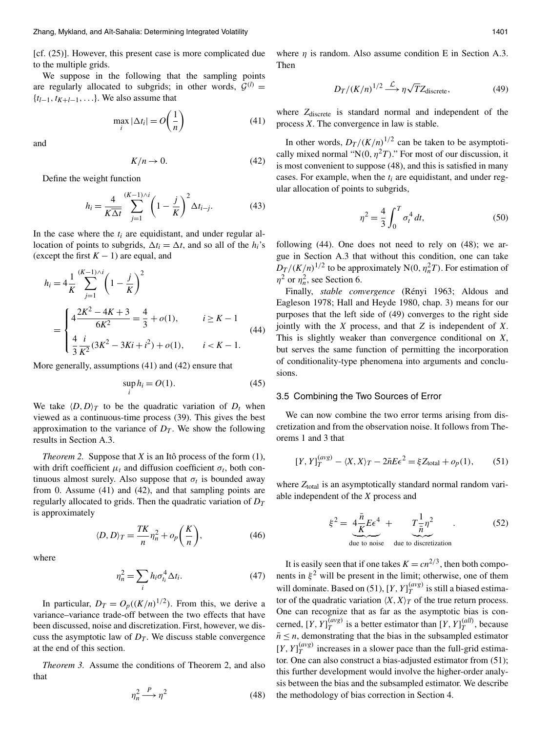[cf. (25)]. However, this present case is more complicated due to the multiple grids.

We suppose in the following that the sampling points are regularly allocated to subgrids; in other words, $\mathcal{G}^{(l)} = \{t_{l-1}, t_{K+l-1}, \ldots\}$. We also assume that

$$\max_i |\Delta t_i| = O\left(\frac{1}{n}\right) \tag{41}$$

and

$$K/n \to 0. \tag{42}$$

Define the weight function

$$h_i = \frac{4}{K\overline{\Delta t}} \sum_{j=1}^{(K-1)\wedge i} \left(1 - \frac{j}{K}\right)^2 \Delta t_{i-j}. \tag{43}$$

In the case where the $t_i$ are equidistant, and under regular allocation of points to subgrids, $\Delta t_i = \Delta t$, and so all of the $h_i$'s (except the first $K-1$) are equal, and

$$\begin{aligned} h_i &= 4\frac{1}{K} \sum_{j=1}^{(K-1)\wedge i} \left(1 - \frac{j}{K}\right)^2 \\ &= \begin{cases} 4\dfrac{2K^2 - 4K + 3}{6K^2} = \dfrac{4}{3} + o(1), & i \geq K-1 \\ \dfrac{4}{3}\dfrac{i}{K^2}(3K^2 - 3Ki + i^2) + o(1), & i < K-1. \end{cases} \end{aligned} \tag{44}$$

More generally, assumptions (41) and (42) ensure that

$$\sup_i h_i = O(1). \tag{45}$$

We take $\langle D, D\rangle_T$ to be the quadratic variation of $D_t$ when viewed as a continuous-time process (39). This gives the best approximation to the variance of $D_T$. We show the following results in Section A.3.

*Theorem 2.* Suppose that $X$ is an Itô process of the form (1), with drift coefficient $\mu_t$ and diffusion coefficient $\sigma_t$, both continuous almost surely. Also suppose that $\sigma_t$ is bounded away from 0. Assume (41) and (42), and that sampling points are regularly allocated to grids. Then the quadratic variation of $D_T$ is approximately

$$\langle D, D\rangle_T = \frac{TK}{n}\eta_n^2 + o_p\left(\frac{K}{n}\right), \tag{46}$$

where

$$\eta_n^2 = \sum_i h_i \sigma_{t_i}^4 \Delta t_i. \tag{47}$$

In particular, $D_T = O_p((K/n)^{1/2})$. From this, we derive a variance–variance trade-off between the two effects that have been discussed, noise and discretization. First, however, we discuss the asymptotic law of $D_T$. We discuss stable convergence at the end of this section.

*Theorem 3.* Assume the conditions of Theorem 2, and also that

$$\eta_n^2 \xrightarrow{P} \eta^2 \tag{48}$$

where $\eta$ is random. Also assume condition E in Section A.3. Then

$$D_T/(K/n)^{1/2} \xrightarrow{\mathcal{L}} \eta\sqrt{T}Z_{\text{discrete}}, \tag{49}$$

where $Z_{\text{discrete}}$ is standard normal and independent of the process $X$. The convergence in law is stable.

In other words, $D_T/(K/n)^{1/2}$ can be taken to be asymptotically mixed normal "N$(0, \eta^2 T)$." For most of our discussion, it is most convenient to suppose (48), and this is satisfied in many cases. For example, when the $t_i$ are equidistant, and under regular allocation of points to subgrids,

$$\eta^2 = \frac{4}{3}\int_0^T \sigma_t^4\, dt, \tag{50}$$

following (44). One does not need to rely on (48); we argue in Section A.3 that without this condition, one can take $D_T/(K/n)^{1/2}$ to be approximately N$(0, \eta_n^2 T)$. For estimation of $\eta^2$ or $\eta_n^2$, see Section 6.

Finally, *stable convergence* (Rényi 1963; Aldous and Eagleson 1978; Hall and Heyde 1980, chap. 3) means for our purposes that the left side of (49) converges to the right side jointly with the $X$ process, and that $Z$ is independent of $X$. This is slightly weaker than convergence conditional on $X$, but serves the same function of permitting the incorporation of conditionality-type phenomena into arguments and conclusions.

### 3.5 Combining the Two Sources of Error

We can now combine the two error terms arising from discretization and from the observation noise. It follows from Theorems 1 and 3 that

$$[Y, Y]_T^{(avg)} - \langle X, X\rangle_T - 2\bar{n}E\epsilon^2 = \xi Z_{\text{total}} + o_p(1), \tag{51}$$

where $Z_{\text{total}}$ is an asymptotically standard normal random variable independent of the $X$ process and

$$\xi^2 = \underbrace{4\frac{\bar{n}}{K}E\epsilon^4}_{\text{due to noise}} + \underbrace{T\frac{1}{\bar{n}}\eta^2}_{\text{due to discretization}}. \tag{52}$$

It is easily seen that if one takes $K = cn^{2/3}$, then both components in $\xi^2$ will be present in the limit; otherwise, one of them will dominate. Based on (51), $[Y, Y]_T^{(avg)}$ is still a biased estimator of the quadratic variation $\langle X, X\rangle_T$ of the true return process. One can recognize that as far as the asymptotic bias is concerned, $[Y, Y]_T^{(avg)}$ is a better estimator than $[Y, Y]_T^{(all)}$, because $\bar{n} \leq n$, demonstrating that the bias in the subsampled estimator $[Y, Y]_T^{(avg)}$ increases in a slower pace than the full-grid estimator. One can also construct a bias-adjusted estimator from (51); this further development would involve the higher-order analysis between the bias and the subsampled estimator. We describe the methodology of bias correction in Section 4.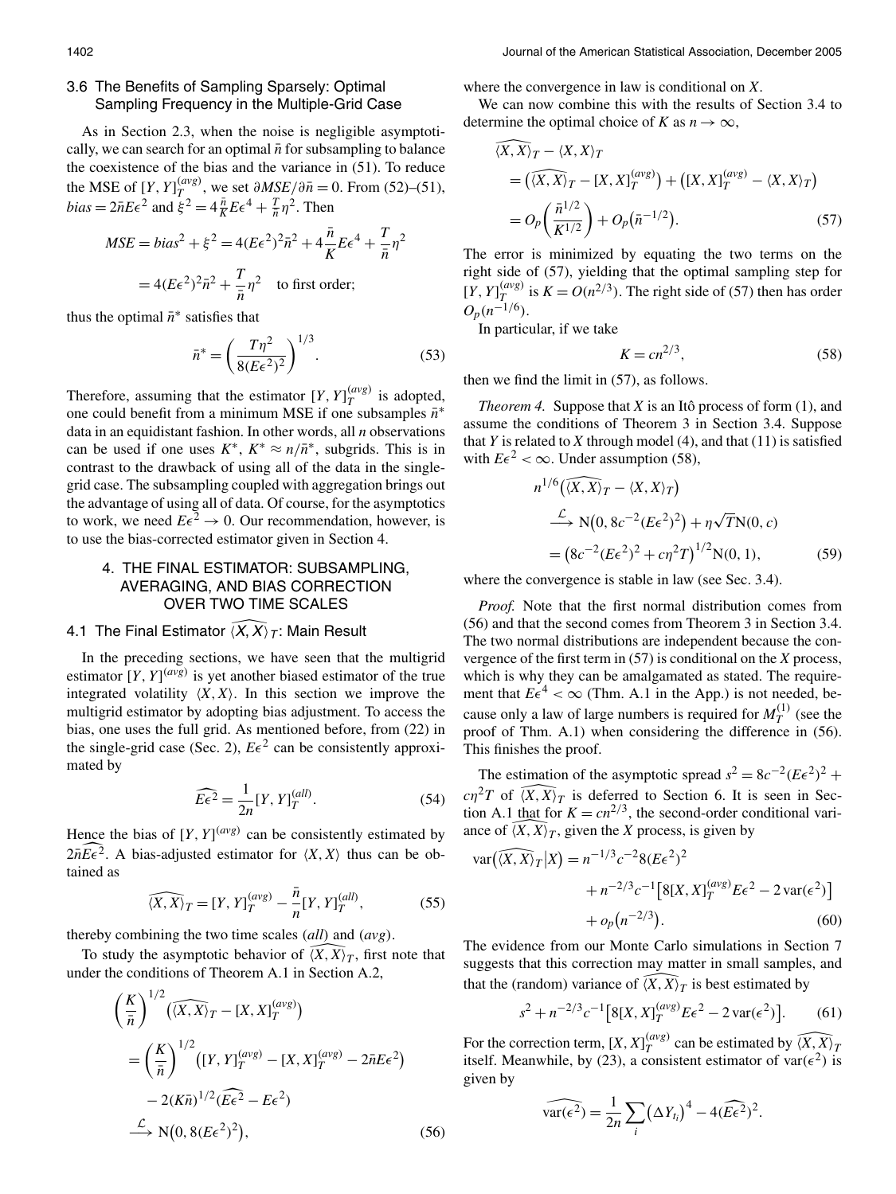### 3.6 The Benefits of Sampling Sparsely: Optimal Sampling Frequency in the Multiple-Grid Case

As in Section 2.3, when the noise is negligible asymptotically, we can search for an optimal $\bar{n}$ for subsampling to balance the coexistence of the bias and the variance in (51). To reduce the MSE of $[Y,Y]_T^{(avg)}$, we set $\partial MSE/\partial \bar{n} = 0$. From (52)–(51), $bias = 2\bar{n}E\epsilon^2$ and $\xi^2 = 4\frac{\bar{n}}{K}E\epsilon^4 + \frac{T}{\bar{n}}\eta^2$. Then

$$
\begin{aligned}
MSE = bias^2 + \xi^2 &= 4(E\epsilon^2)^2\bar{n}^2 + 4\frac{\bar{n}}{K}E\epsilon^4 + \frac{T}{\bar{n}}\eta^2 \\
&= 4(E\epsilon^2)^2\bar{n}^2 + \frac{T}{\bar{n}}\eta^2 \quad \text{to first order;}
\end{aligned}
$$

thus the optimal $\bar{n}^*$ satisfies that

$$
\bar{n}^* = \left(\frac{T\eta^2}{8(E\epsilon^2)^2}\right)^{1/3}. \tag{53}
$$

Therefore, assuming that the estimator $[Y,Y]_T^{(avg)}$ is adopted, one could benefit from a minimum MSE if one subsamples $\bar{n}^*$ data in an equidistant fashion. In other words, all $n$ observations can be used if one uses $K^*$, $K^* \approx n/\bar{n}^*$, subgrids. This is in contrast to the drawback of using all of the data in the single-grid case. The subsampling coupled with aggregation brings out the advantage of using all of data. Of course, for the asymptotics to work, we need $E\epsilon^2 \to 0$. Our recommendation, however, is to use the bias-corrected estimator given in Section 4.

## 4. THE FINAL ESTIMATOR: SUBSAMPLING, AVERAGING, AND BIAS CORRECTION OVER TWO TIME SCALES

### 4.1 The Final Estimator $\widehat{\langle X,X\rangle}_T$: Main Result

In the preceding sections, we have seen that the multigrid estimator $[Y,Y]^{(avg)}$ is yet another biased estimator of the true integrated volatility $\langle X,X\rangle$. In this section we improve the multigrid estimator by adopting bias adjustment. To access the bias, one uses the full grid. As mentioned before, from (22) in the single-grid case (Sec. 2), $E\epsilon^2$ can be consistently approximated by

$$
\widehat{E\epsilon^2} = \frac{1}{2n}[Y,Y]_T^{(all)}. \tag{54}
$$

Hence the bias of $[Y,Y]^{(avg)}$ can be consistently estimated by $2\bar{n}\widehat{E\epsilon^2}$. A bias-adjusted estimator for $\langle X,X\rangle$ thus can be obtained as

$$
\widehat{\langle X,X\rangle}_T = [Y,Y]_T^{(avg)} - \frac{\bar{n}}{n}[Y,Y]_T^{(all)}, \tag{55}
$$

thereby combining the two time scales (*all*) and (*avg*).

To study the asymptotic behavior of $\widehat{\langle X,X\rangle}_T$, first note that under the conditions of Theorem A.1 in Section A.2,

$$
\begin{aligned}
&\left(\frac{K}{\bar{n}}\right)^{1/2}\left(\widehat{\langle X,X\rangle}_T - [X,X]_T^{(avg)}\right) \\
&= \left(\frac{K}{\bar{n}}\right)^{1/2}\left([Y,Y]_T^{(avg)} - [X,X]_T^{(avg)} - 2\bar{n}E\epsilon^2\right) \\
&\quad - 2(K\bar{n})^{1/2}\left(\widehat{E\epsilon^2} - E\epsilon^2\right) \\
&\xrightarrow{\mathcal{L}} \mathrm{N}\left(0, 8(E\epsilon^2)^2\right),
\end{aligned} \tag{56}
$$

where the convergence in law is conditional on $X$.

We can now combine this with the results of Section 3.4 to determine the optimal choice of $K$ as $n \to \infty$,

$$
\begin{aligned}
&\widehat{\langle X,X\rangle}_T - \langle X,X\rangle_T \\
&= \left(\widehat{\langle X,X\rangle}_T - [X,X]_T^{(avg)}\right) + \left([X,X]_T^{(avg)} - \langle X,X\rangle_T\right) \\
&= O_p\left(\frac{\bar{n}^{1/2}}{K^{1/2}}\right) + O_p\left(\bar{n}^{-1/2}\right).
\end{aligned} \tag{57}
$$

The error is minimized by equating the two terms on the right side of (57), yielding that the optimal sampling step for $[Y,Y]_T^{(avg)}$ is $K = O(n^{2/3})$. The right side of (57) then has order $O_p(n^{-1/6})$.

In particular, if we take

$$
K = cn^{2/3}, \tag{58}
$$

then we find the limit in (57), as follows.

*Theorem 4.* Suppose that $X$ is an Itô process of form (1), and assume the conditions of Theorem 3 in Section 3.4. Suppose that $Y$ is related to $X$ through model (4), and that (11) is satisfied with $E\epsilon^2 < \infty$. Under assumption (58),

$$
\begin{aligned}
&n^{1/6}\left(\widehat{\langle X,X\rangle}_T - \langle X,X\rangle_T\right) \\
&\xrightarrow{\mathcal{L}} \mathrm{N}\left(0, 8c^{-2}(E\epsilon^2)^2\right) + \eta\sqrt{T}\mathrm{N}(0,c) \\
&= \left(8c^{-2}(E\epsilon^2)^2 + c\eta^2T\right)^{1/2}\mathrm{N}(0,1),
\end{aligned} \tag{59}
$$

where the convergence is stable in law (see Sec. 3.4).

*Proof.* Note that the first normal distribution comes from (56) and that the second comes from Theorem 3 in Section 3.4. The two normal distributions are independent because the convergence of the first term in (57) is conditional on the $X$ process, which is why they can be amalgamated as stated. The requirement that $E\epsilon^4 < \infty$ (Thm. A.1 in the App.) is not needed, because only a law of large numbers is required for $M_T^{(1)}$ (see the proof of Thm. A.1) when considering the difference in (56). This finishes the proof.

The estimation of the asymptotic spread $s^2 = 8c^{-2}(E\epsilon^2)^2 + c\eta^2T$ of $\widehat{\langle X,X\rangle}_T$ is deferred to Section 6. It is seen in Section A.1 that for $K = cn^{2/3}$, the second-order conditional variance of $\widehat{\langle X,X\rangle}_T$, given the $X$ process, is given by

$$
\begin{aligned}
\mathrm{var}\left(\widehat{\langle X,X\rangle}_T \,\middle|\, X\right) &= n^{-1/3}c^{-2}8(E\epsilon^2)^2 \\
&\quad + n^{-2/3}c^{-1}\left[8[X,X]_T^{(avg)}E\epsilon^2 - 2\,\mathrm{var}(\epsilon^2)\right] \\
&\quad + o_p\left(n^{-2/3}\right).
\end{aligned} \tag{60}
$$

The evidence from our Monte Carlo simulations in Section 7 suggests that this correction may matter in small samples, and that the (random) variance of $\widehat{\langle X,X\rangle}_T$ is best estimated by

$$
s^2 + n^{-2/3}c^{-1}\left[8[X,X]_T^{(avg)}E\epsilon^2 - 2\,\mathrm{var}(\epsilon^2)\right]. \tag{61}
$$

For the correction term, $[X,X]_T^{(avg)}$ can be estimated by $\widehat{\langle X,X\rangle}_T$ itself. Meanwhile, by (23), a consistent estimator of $\mathrm{var}(\epsilon^2)$ is given by

$$
\widehat{\mathrm{var}(\epsilon^2)} = \frac{1}{2n}\sum_i \left(\Delta Y_{t_i}\right)^4 - 4\left(\widehat{E\epsilon^2}\right)^2.
$$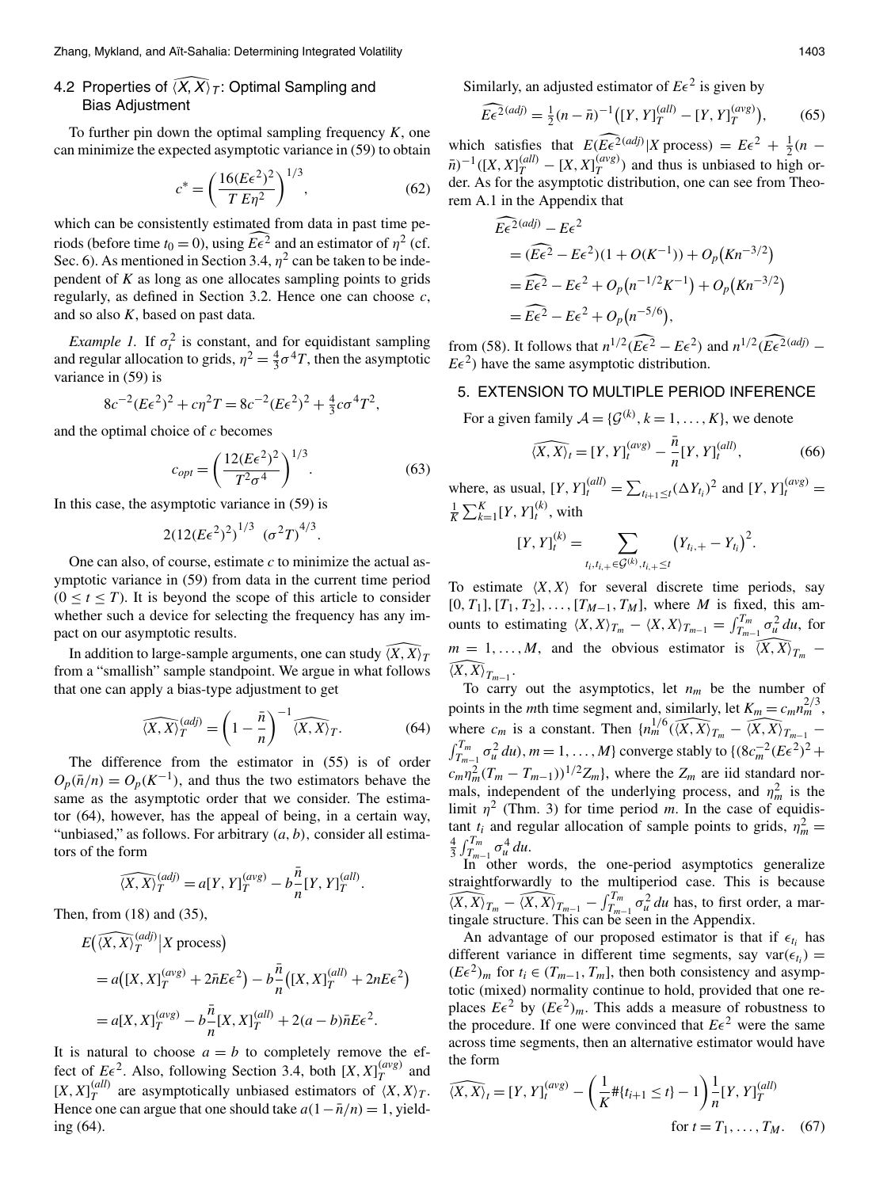### 4.2 Properties of $\widehat{\langle X, X\rangle}_T$: Optimal Sampling and Bias Adjustment

To further pin down the optimal sampling frequency $K$, one can minimize the expected asymptotic variance in (59) to obtain

$$c^* = \left(\frac{16(E\epsilon^2)^2}{T\, E\eta^2}\right)^{1/3}, \tag{62}$$

which can be consistently estimated from data in past time periods (before time $t_0 = 0$), using $\widehat{E\epsilon^2}$ and an estimator of $\eta^2$ (cf. Sec. 6). As mentioned in Section 3.4, $\eta^2$ can be taken to be independent of $K$ as long as one allocates sampling points to grids regularly, as defined in Section 3.2. Hence one can choose $c$, and so also $K$, based on past data.

*Example 1.* If $\sigma_t^2$ is constant, and for equidistant sampling and regular allocation to grids, $\eta^2 = \frac{4}{3}\sigma^4 T$, then the asymptotic variance in (59) is

$$8c^{-2}(E\epsilon^2)^2 + c\eta^2 T = 8c^{-2}(E\epsilon^2)^2 + \tfrac{4}{3}c\sigma^4 T^2,$$

and the optimal choice of $c$ becomes

$$c_{opt} = \left(\frac{12(E\epsilon^2)^2}{T^2\sigma^4}\right)^{1/3}. \tag{63}$$

In this case, the asymptotic variance in (59) is

$$2\left(12(E\epsilon^2)^2\right)^{1/3}\ (\sigma^2 T)^{4/3}.$$

One can also, of course, estimate $c$ to minimize the actual asymptotic variance in (59) from data in the current time period ($0 \le t \le T$). It is beyond the scope of this article to consider whether such a device for selecting the frequency has any impact on our asymptotic results.

In addition to large-sample arguments, one can study $\widehat{\langle X, X\rangle}_T$ from a "smallish" sample standpoint. We argue in what follows that one can apply a bias-type adjustment to get

$$\widehat{\langle X, X\rangle}_T^{(adj)} = \left(1 - \frac{\bar{n}}{n}\right)^{-1}\widehat{\langle X, X\rangle}_T. \tag{64}$$

The difference from the estimator in (55) is of order $O_p(\bar{n}/n) = O_p(K^{-1})$, and thus the two estimators behave the same as the asymptotic order that we consider. The estimator (64), however, has the appeal of being, in a certain way, "unbiased," as follows. For arbitrary $(a, b)$, consider all estimators of the form

$$\widehat{\langle X, X\rangle}_T^{(adj)} = a[Y, Y]_T^{(avg)} - b\frac{\bar{n}}{n}[Y, Y]_T^{(all)}.$$

Then, from (18) and (35),

$$\begin{aligned}
&E\big(\widehat{\langle X, X\rangle}_T^{(adj)}\big|X \text{ process}\big) \\
&= a\big([X, X]_T^{(avg)} + 2\bar{n}E\epsilon^2\big) - b\frac{\bar{n}}{n}\big([X, X]_T^{(all)} + 2nE\epsilon^2\big) \\
&= a[X, X]_T^{(avg)} - b\frac{\bar{n}}{n}[X, X]_T^{(all)} + 2(a-b)\bar{n}E\epsilon^2.
\end{aligned}$$

It is natural to choose $a = b$ to completely remove the effect of $E\epsilon^2$. Also, following Section 3.4, both $[X, X]_T^{(avg)}$ and $[X, X]_T^{(all)}$ are asymptotically unbiased estimators of $\langle X, X\rangle_T$. Hence one can argue that one should take $a(1 - \bar{n}/n) = 1$, yielding (64).

Similarly, an adjusted estimator of $E\epsilon^2$ is given by

$$\widehat{E\epsilon^2}^{(adj)} = \tfrac{1}{2}(n - \bar{n})^{-1}\big([Y, Y]_T^{(all)} - [Y, Y]_T^{(avg)}\big), \tag{65}$$

which satisfies that $E(\widehat{E\epsilon^2}^{(adj)}|X \text{ process}) = E\epsilon^2 + \frac{1}{2}(n - \bar{n})^{-1}([X, X]_T^{(all)} - [X, X]_T^{(avg)})$ and thus is unbiased to high order. As for the asymptotic distribution, one can see from Theorem A.1 in the Appendix that

$$\begin{aligned}
&\widehat{E\epsilon^2}^{(adj)} - E\epsilon^2 \\
&= (\widehat{E\epsilon^2} - E\epsilon^2)(1 + O(K^{-1})) + O_p\big(Kn^{-3/2}\big) \\
&= \widehat{E\epsilon^2} - E\epsilon^2 + O_p\big(n^{-1/2}K^{-1}\big) + O_p\big(Kn^{-3/2}\big) \\
&= \widehat{E\epsilon^2} - E\epsilon^2 + O_p\big(n^{-5/6}\big),
\end{aligned}$$

from (58). It follows that $n^{1/2}(\widehat{E\epsilon^2} - E\epsilon^2)$ and $n^{1/2}(\widehat{E\epsilon^2}^{(adj)} - E\epsilon^2)$ have the same asymptotic distribution.

## 5. EXTENSION TO MULTIPLE PERIOD INFERENCE

For a given family $\mathcal{A} = \{\mathcal{G}^{(k)}, k = 1, \ldots, K\}$, we denote

$$\widehat{\langle X, X\rangle}_t = [Y, Y]_t^{(avg)} - \frac{\bar{n}}{n}[Y, Y]_t^{(all)}, \tag{66}$$

where, as usual, $[Y, Y]_t^{(all)} = \sum_{t_{i+1} \le t}(\Delta Y_{t_i})^2$ and $[Y, Y]_t^{(avg)} = \frac{1}{K}\sum_{k=1}^K [Y, Y]_t^{(k)}$, with

$$[Y, Y]_t^{(k)} = \sum_{t_i, t_{i,+} \in \mathcal{G}^{(k)}, t_{i,+} \le t}\big(Y_{t_i,+} - Y_{t_i}\big)^2.$$

To estimate $\langle X, X\rangle$ for several discrete time periods, say $[0, T_1], [T_1, T_2], \ldots, [T_{M-1}, T_M]$, where $M$ is fixed, this amounts to estimating $\langle X, X\rangle_{T_m} - \langle X, X\rangle_{T_{m-1}} = \int_{T_{m-1}}^{T_m}\sigma_u^2\, du$, for $m = 1, \ldots, M$, and the obvious estimator is $\widehat{\langle X, X\rangle}_{T_m} - \widehat{\langle X, X\rangle}_{T_{m-1}}$.

To carry out the asymptotics, let $n_m$ be the number of points in the $m$th time segment and, similarly, let $K_m = c_m n_m^{2/3}$, where $c_m$ is a constant. Then $\{n_m^{1/6}(\widehat{\langle X, X\rangle}_{T_m} - \widehat{\langle X, X\rangle}_{T_{m-1}} - \int_{T_{m-1}}^{T_m}\sigma_u^2\, du), m = 1, \ldots, M\}$ converge stably to $\{(8c_m^{-2}(E\epsilon^2)^2 + c_m\eta_m^2(T_m - T_{m-1}))^{1/2}Z_m\}$, where the $Z_m$ are iid standard normals, independent of the underlying process, and $\eta_m^2$ is the limit $\eta^2$ (Thm. 3) for time period $m$. In the case of equidistant $t_i$ and regular allocation of sample points to grids, $\eta_m^2 = \frac{4}{3}\int_{T_{m-1}}^{T_m}\sigma_u^4\, du$.

In other words, the one-period asymptotics generalize straightforwardly to the multiperiod case. This is because $\widehat{\langle X, X\rangle}_{T_m} - \widehat{\langle X, X\rangle}_{T_{m-1}} - \int_{T_{m-1}}^{T_m}\sigma_u^2\, du$ has, to first order, a martingale structure. This can be seen in the Appendix.

An advantage of our proposed estimator is that if $\epsilon_{t_i}$ has different variance in different time segments, say $\text{var}(\epsilon_{t_i}) = (E\epsilon^2)_m$ for $t_i \in (T_{m-1}, T_m]$, then both consistency and asymptotic (mixed) normality continue to hold, provided that one replaces $E\epsilon^2$ by $(E\epsilon^2)_m$. This adds a measure of robustness to the procedure. If one were convinced that $E\epsilon^2$ were the same across time segments, then an alternative estimator would have the form

$$\widehat{\langle X, X\rangle}_t = [Y, Y]_t^{(avg)} - \left(\frac{1}{K}\#\{t_{i+1} \le t\} - 1\right)\frac{1}{n}[Y, Y]_T^{(all)} \qquad \text{for } t = T_1, \ldots, T_M. \tag{67}$$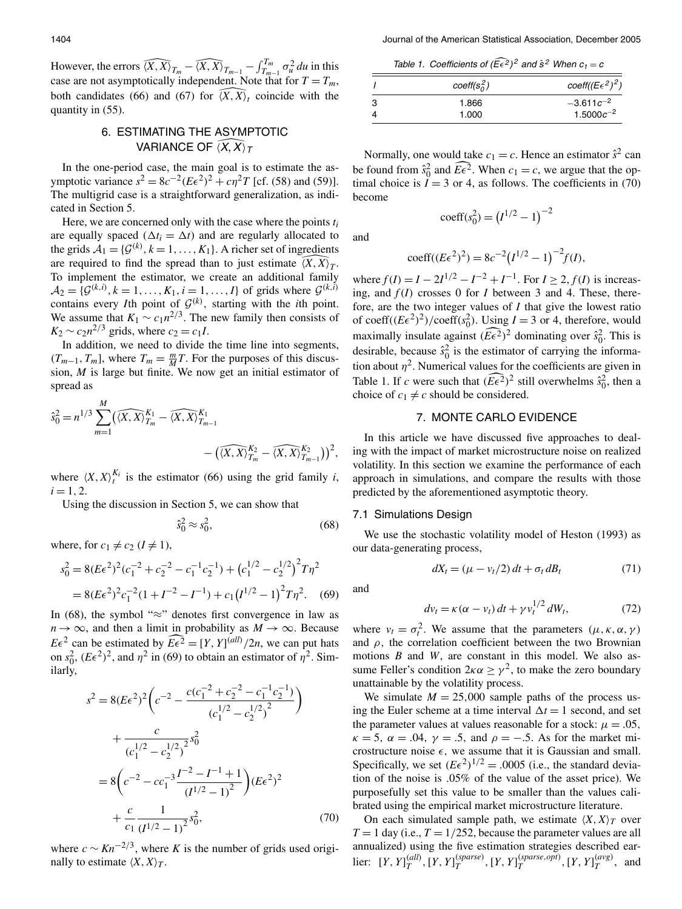However, the errors $\widehat{\langle X,X\rangle}_{T_m} - \widehat{\langle X,X\rangle}_{T_{m-1}} - \int_{T_{m-1}}^{T_m} \sigma_u^2\,du$ in this case are not asymptotically independent. Note that for $T = T_m$, both candidates (66) and (67) for $\widehat{\langle X,X\rangle}_t$ coincide with the quantity in (55).

## 6. ESTIMATING THE ASYMPTOTIC VARIANCE OF $\widehat{\langle X,X\rangle}_T$

In the one-period case, the main goal is to estimate the asymptotic variance $s^2 = 8c^{-2}(E\epsilon^2)^2 + c\eta^2 T$ [cf. (58) and (59)]. The multigrid case is a straightforward generalization, as indicated in Section 5.

Here, we are concerned only with the case where the points $t_i$ are equally spaced ($\Delta t_i = \Delta t$) and are regularly allocated to the grids $\mathcal{A}_1 = \{\mathcal{G}^{(k)}, k = 1, \dots, K_1\}$. A richer set of ingredients are required to find the spread than to just estimate $\widehat{\langle X,X\rangle}_T$. To implement the estimator, we create an additional family $\mathcal{A}_2 = \{\mathcal{G}^{(k,i)}, k = 1, \dots, K_1, i = 1, \dots, I\}$ of grids where $\mathcal{G}^{(k,i)}$ contains every $I$th point of $\mathcal{G}^{(k)}$, starting with the $i$th point. We assume that $K_1 \sim c_1 n^{2/3}$. The new family then consists of $K_2 \sim c_2 n^{2/3}$ grids, where $c_2 = c_1 I$.

In addition, we need to divide the time line into segments, $(T_{m-1}, T_m]$, where $T_m = \frac{m}{M}T$. For the purposes of this discussion, $M$ is large but finite. We now get an initial estimator of spread as

$$\hat{s}_0^2 = n^{1/3} \sum_{m=1}^{M} \Big(\widehat{\langle X,X\rangle}_{T_m}^{K_1} - \widehat{\langle X,X\rangle}_{T_{m-1}}^{K_1} - \big(\widehat{\langle X,X\rangle}_{T_m}^{K_2} - \widehat{\langle X,X\rangle}_{T_{m-1}}^{K_2}\big)\Big)^2,$$

where $\langle X,X\rangle_t^{K_i}$ is the estimator (66) using the grid family $i$, $i = 1, 2$.

Using the discussion in Section 5, we can show that

$$\hat{s}_0^2 \approx s_0^2, \tag{68}$$

where, for $c_1 \neq c_2$ ($I \neq 1$),

$$\begin{aligned} s_0^2 &= 8(E\epsilon^2)^2(c_1^{-2} + c_2^{-2} - c_1^{-1}c_2^{-1}) + \big(c_1^{1/2} - c_2^{1/2}\big)^2 T\eta^2 \\ &= 8(E\epsilon^2)^2 c_1^{-2}(1 + I^{-2} - I^{-1}) + c_1\big(I^{1/2} - 1\big)^2 T\eta^2. \end{aligned} \tag{69}$$

In (68), the symbol "$\approx$" denotes first convergence in law as $n \to \infty$, and then a limit in probability as $M \to \infty$. Because $E\epsilon^2$ can be estimated by $\widehat{E\epsilon^2} = [Y,Y]^{(all)}/2n$, we can put hats on $s_0^2$, $(E\epsilon^2)^2$, and $\eta^2$ in (69) to obtain an estimator of $\eta^2$. Similarly,

$$\begin{aligned} s^2 &= 8(E\epsilon^2)^2\left(c^{-2} - \frac{c(c_1^{-2} + c_2^{-2} - c_1^{-1}c_2^{-1})}{(c_1^{1/2} - c_2^{1/2})^2}\right) \\ &\quad + \frac{c}{(c_1^{1/2} - c_2^{1/2})^2} s_0^2 \\ &= 8\left(c^{-2} - cc_1^{-3}\frac{I^{-2} - I^{-1} + 1}{(I^{1/2} - 1)^2}\right)(E\epsilon^2)^2 \\ &\quad + \frac{c}{c_1}\frac{1}{(I^{1/2} - 1)^2} s_0^2, \end{aligned} \tag{70}$$

where $c \sim Kn^{-2/3}$, where $K$ is the number of grids used originally to estimate $\langle X,X\rangle_T$.

Table 1. Coefficients of $(\widehat{E\epsilon^2})^2$ and $\hat{s}^2$ When $c_1 = c$

| $I$ | coeff($s_0^2$) | coeff($(E\epsilon^2)^2$) |
|---|---|---|
| 3 | 1.866 | $-3.611c^{-2}$ |
| 4 | 1.000 | $1.5000c^{-2}$ |

Normally, one would take $c_1 = c$. Hence an estimator $\hat{s}^2$ can be found from $\hat{s}_0^2$ and $\widehat{E\epsilon^2}$. When $c_1 = c$, we argue that the optimal choice is $I = 3$ or 4, as follows. The coefficients in (70) become

$$\text{coeff}(s_0^2) = \big(I^{1/2} - 1\big)^{-2}$$

and

$$\text{coeff}((E\epsilon^2)^2) = 8c^{-2}\big(I^{1/2} - 1\big)^{-2} f(I),$$

where $f(I) = I - 2I^{1/2} - I^{-2} + I^{-1}$. For $I \geq 2$, $f(I)$ is increasing, and $f(I)$ crosses 0 for $I$ between 3 and 4. These, therefore, are the two integer values of $I$ that give the lowest ratio of coeff($(E\epsilon^2)^2$)/coeff($s_0^2$). Using $I = 3$ or 4, therefore, would maximally insulate against $(\widehat{E\epsilon^2})^2$ dominating over $\hat{s}_0^2$. This is desirable, because $\hat{s}_0^2$ is the estimator of carrying the information about $\eta^2$. Numerical values for the coefficients are given in Table 1. If $c$ were such that $(\widehat{E\epsilon^2})^2$ still overwhelms $\hat{s}_0^2$, then a choice of $c_1 \neq c$ should be considered.

## 7. MONTE CARLO EVIDENCE

In this article we have discussed five approaches to dealing with the impact of market microstructure noise on realized volatility. In this section we examine the performance of each approach in simulations, and compare the results with those predicted by the aforementioned asymptotic theory.

### 7.1 Simulations Design

We use the stochastic volatility model of Heston (1993) as our data-generating process,

$$dX_t = (\mu - v_t/2)\,dt + \sigma_t\,dB_t \tag{71}$$

and

$$dv_t = \kappa(\alpha - v_t)\,dt + \gamma v_t^{1/2}\,dW_t, \tag{72}$$

where $v_t = \sigma_t^2$. We assume that the parameters $(\mu, \kappa, \alpha, \gamma)$ and $\rho$, the correlation coefficient between the two Brownian motions $B$ and $W$, are constant in this model. We also assume Feller's condition $2\kappa\alpha \geq \gamma^2$, to make the zero boundary unattainable by the volatility process.

We simulate $M = 25{,}000$ sample paths of the process using the Euler scheme at a time interval $\Delta t = 1$ second, and set the parameter values at values reasonable for a stock: $\mu = .05$, $\kappa = 5$, $\alpha = .04$, $\gamma = .5$, and $\rho = -.5$. As for the market microstructure noise $\epsilon$, we assume that it is Gaussian and small. Specifically, we set $(E\epsilon^2)^{1/2} = .0005$ (i.e., the standard deviation of the noise is .05% of the value of the asset price). We purposefully set this value to be smaller than the values calibrated using the empirical market microstructure literature.

On each simulated sample path, we estimate $\langle X,X\rangle_T$ over $T = 1$ day (i.e., $T = 1/252$, because the parameter values are all annualized) using the five estimation strategies described earlier: $[Y,Y]_T^{(all)}$, $[Y,Y]_T^{(sparse)}$, $[Y,Y]_T^{(sparse,opt)}$, $[Y,Y]_T^{(avg)}$, and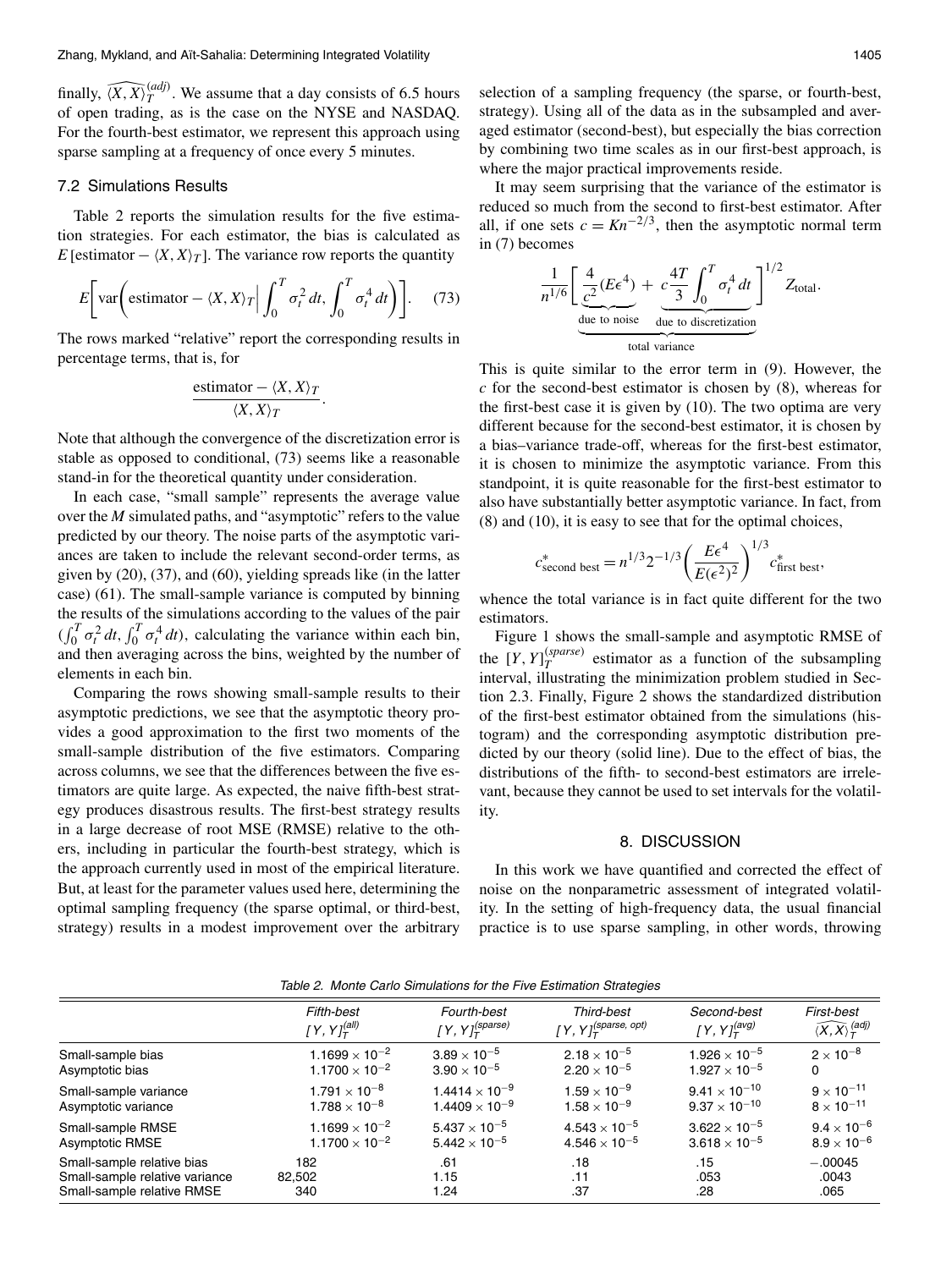finally, $\widehat{\langle X, X\rangle}_T^{(adj)}$. We assume that a day consists of 6.5 hours of open trading, as is the case on the NYSE and NASDAQ. For the fourth-best estimator, we represent this approach using sparse sampling at a frequency of once every 5 minutes.

## 7.2 Simulations Results

Table 2 reports the simulation results for the five estimation strategies. For each estimator, the bias is calculated as $E[\text{estimator} - \langle X, X\rangle_T]$. The variance row reports the quantity

$$E\left[\operatorname{var}\left(\text{estimator} - \langle X, X\rangle_T \,\Big|\, \int_0^T \sigma_t^2\,dt, \int_0^T \sigma_t^4\,dt\right)\right]. \tag{73}$$

The rows marked "relative" report the corresponding results in percentage terms, that is, for

$$\frac{\text{estimator} - \langle X, X\rangle_T}{\langle X, X\rangle_T}.$$

Note that although the convergence of the discretization error is stable as opposed to conditional, (73) seems like a reasonable stand-in for the theoretical quantity under consideration.

In each case, "small sample" represents the average value over the $M$ simulated paths, and "asymptotic" refers to the value predicted by our theory. The noise parts of the asymptotic variances are taken to include the relevant second-order terms, as given by (20), (37), and (60), yielding spreads like (in the latter case) (61). The small-sample variance is computed by binning the results of the simulations according to the values of the pair $(\int_0^T \sigma_t^2\,dt, \int_0^T \sigma_t^4\,dt)$, calculating the variance within each bin, and then averaging across the bins, weighted by the number of elements in each bin.

Comparing the rows showing small-sample results to their asymptotic predictions, we see that the asymptotic theory provides a good approximation to the first two moments of the small-sample distribution of the five estimators. Comparing across columns, we see that the differences between the five estimators are quite large. As expected, the naive fifth-best strategy produces disastrous results. The first-best strategy results in a large decrease of root MSE (RMSE) relative to the others, including in particular the fourth-best strategy, which is the approach currently used in most of the empirical literature. But, at least for the parameter values used here, determining the optimal sampling frequency (the sparse optimal, or third-best, strategy) results in a modest improvement over the arbitrary selection of a sampling frequency (the sparse, or fourth-best, strategy). Using all of the data as in the subsampled and averaged estimator (second-best), but especially the bias correction by combining two time scales as in our first-best approach, is where the major practical improvements reside.

It may seem surprising that the variance of the estimator is reduced so much from the second to first-best estimator. After all, if one sets $c = Kn^{-2/3}$, then the asymptotic normal term in (7) becomes

$$\frac{1}{n^{1/6}}\Bigg[\underbrace{\underbrace{\frac{4}{c^2}(E\epsilon^4)}_{\text{due to noise}} + \underbrace{c\frac{4T}{3}\int_0^T \sigma_t^4\,dt}_{\text{due to discretization}}}_{\text{total variance}}\Bigg]^{1/2} Z_{\text{total}}.$$

This is quite similar to the error term in (9). However, the $c$ for the second-best estimator is chosen by (8), whereas for the first-best case it is given by (10). The two optima are very different because for the second-best estimator, it is chosen by a bias–variance trade-off, whereas for the first-best estimator, it is chosen to minimize the asymptotic variance. From this standpoint, it is quite reasonable for the first-best estimator to also have substantially better asymptotic variance. In fact, from (8) and (10), it is easy to see that for the optimal choices,

$$c^*_{\text{second best}} = n^{1/3}2^{-1/3}\left(\frac{E\epsilon^4}{E(\epsilon^2)^2}\right)^{1/3} c^*_{\text{first best}},$$

whence the total variance is in fact quite different for the two estimators.

Figure 1 shows the small-sample and asymptotic RMSE of the $[Y, Y]_T^{(sparse)}$ estimator as a function of the subsampling interval, illustrating the minimization problem studied in Section 2.3. Finally, Figure 2 shows the standardized distribution of the first-best estimator obtained from the simulations (histogram) and the corresponding asymptotic distribution predicted by our theory (solid line). Due to the effect of bias, the distributions of the fifth- to second-best estimators are irrelevant, because they cannot be used to set intervals for the volatility.

## 8. DISCUSSION

In this work we have quantified and corrected the effect of noise on the nonparametric assessment of integrated volatility. In the setting of high-frequency data, the usual financial practice is to use sparse sampling, in other words, throwing

*Table 2. Monte Carlo Simulations for the Five Estimation Strategies*

| | Fifth-best $[Y, Y]_T^{(all)}$ | Fourth-best $[Y, Y]_T^{(sparse)}$ | Third-best $[Y, Y]_T^{(sparse,\,opt)}$ | Second-best $[Y, Y]_T^{(avg)}$ | First-best $\widehat{\langle X, X\rangle}_T^{(adj)}$ |
|---|---|---|---|---|---|
| Small-sample bias | $1.1699 \times 10^{-2}$ | $3.89 \times 10^{-5}$ | $2.18 \times 10^{-5}$ | $1.926 \times 10^{-5}$ | $2 \times 10^{-8}$ |
| Asymptotic bias | $1.1700 \times 10^{-2}$ | $3.90 \times 10^{-5}$ | $2.20 \times 10^{-5}$ | $1.927 \times 10^{-5}$ | 0 |
| Small-sample variance | $1.791 \times 10^{-8}$ | $1.4414 \times 10^{-9}$ | $1.59 \times 10^{-9}$ | $9.41 \times 10^{-10}$ | $9 \times 10^{-11}$ |
| Asymptotic variance | $1.788 \times 10^{-8}$ | $1.4409 \times 10^{-9}$ | $1.58 \times 10^{-9}$ | $9.37 \times 10^{-10}$ | $8 \times 10^{-11}$ |
| Small-sample RMSE | $1.1699 \times 10^{-2}$ | $5.437 \times 10^{-5}$ | $4.543 \times 10^{-5}$ | $3.622 \times 10^{-5}$ | $9.4 \times 10^{-6}$ |
| Asymptotic RMSE | $1.1700 \times 10^{-2}$ | $5.442 \times 10^{-5}$ | $4.546 \times 10^{-5}$ | $3.618 \times 10^{-5}$ | $8.9 \times 10^{-6}$ |
| Small-sample relative bias | 182 | .61 | .18 | .15 | −.00045 |
| Small-sample relative variance | 82,502 | 1.15 | .11 | .053 | .0043 |
| Small-sample relative RMSE | 340 | 1.24 | .37 | .28 | .065 |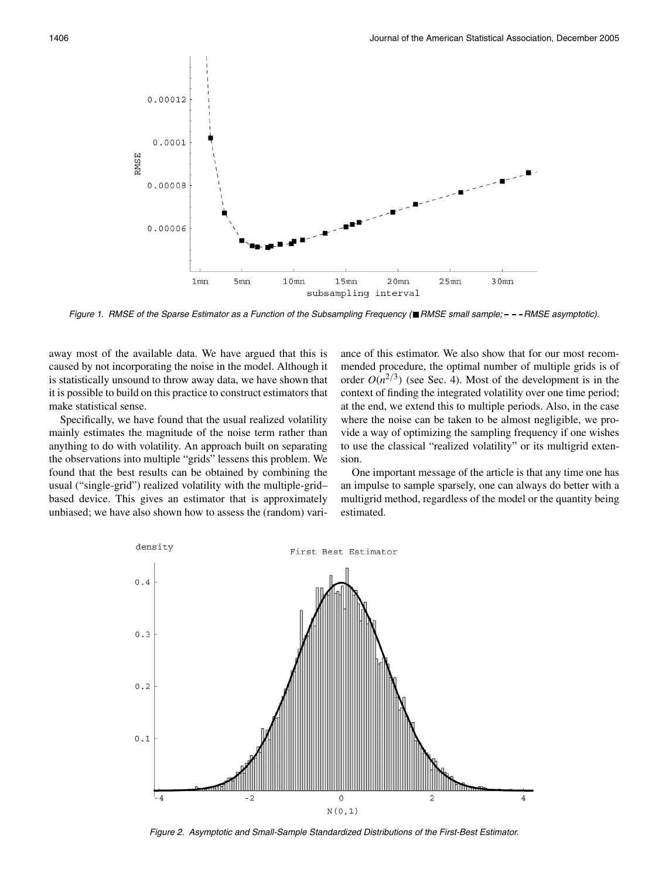Figure 1. RMSE of the Sparse Estimator as a Function of the Subsampling Frequency (■ RMSE small sample; - - - RMSE asymptotic).

away most of the available data. We have argued that this is caused by not incorporating the noise in the model. Although it is statistically unsound to throw away data, we have shown that it is possible to build on this practice to construct estimators that make statistical sense.

Specifically, we have found that the usual realized volatility mainly estimates the magnitude of the noise term rather than anything to do with volatility. An approach built on separating the observations into multiple "grids" lessens this problem. We found that the best results can be obtained by combining the usual ("single-grid") realized volatility with the multiple-grid–based device. This gives an estimator that is approximately unbiased; we have also shown how to assess the (random) variance of this estimator. We also show that for our most recommended procedure, the optimal number of multiple grids is of order $O(n^{2/3})$ (see Sec. 4). Most of the development is in the context of finding the integrated volatility over one time period; at the end, we extend this to multiple periods. Also, in the case where the noise can be taken to be almost negligible, we provide a way of optimizing the sampling frequency if one wishes to use the classical "realized volatility" or its multigrid extension.

One important message of the article is that any time one has an impulse to sample sparsely, one can always do better with a multigrid method, regardless of the model or the quantity being estimated.

Figure 2. Asymptotic and Small-Sample Standardized Distributions of the First-Best Estimator.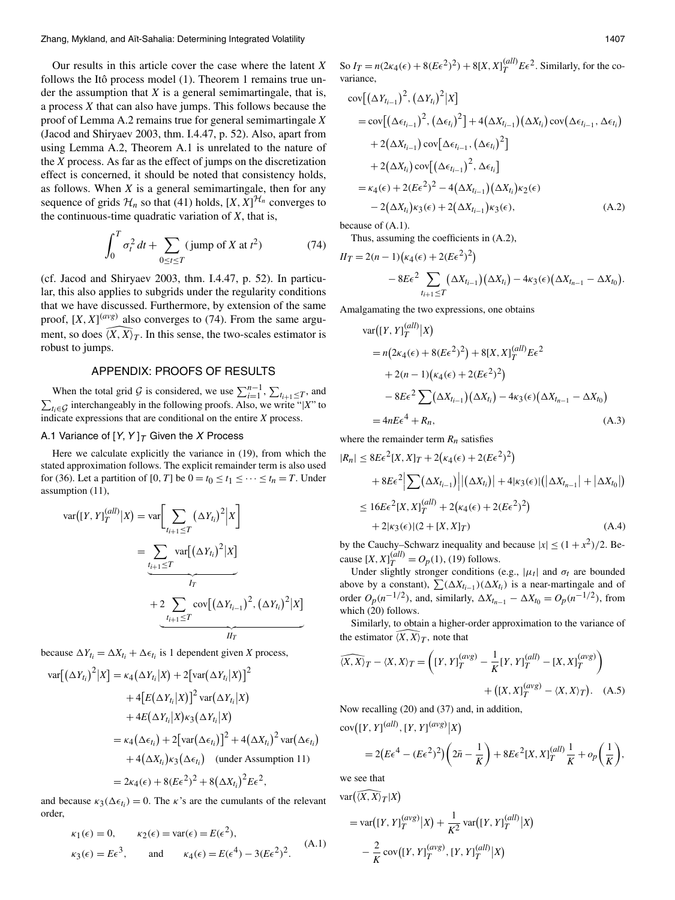Our results in this article cover the case where the latent $X$ follows the Itô process model (1). Theorem 1 remains true under the assumption that $X$ is a general semimartingale, that is, a process $X$ that can also have jumps. This follows because the proof of Lemma A.2 remains true for general semimartingale $X$ (Jacod and Shiryaev 2003, thm. I.4.47, p. 52). Also, apart from using Lemma A.2, Theorem A.1 is unrelated to the nature of the $X$ process. As far as the effect of jumps on the discretization effect is concerned, it should be noted that consistency holds, as follows. When $X$ is a general semimartingale, then for any sequence of grids $\mathcal{H}_n$ so that (41) holds, $[X,X]^{\mathcal{H}_n}$ converges to the continuous-time quadratic variation of $X$, that is,

$$\int_0^T \sigma_t^2\,dt + \sum_{0\le t\le T} (\text{jump of } X \text{ at } t^2) \tag{74}$$

(cf. Jacod and Shiryaev 2003, thm. I.4.47, p. 52). In particular, this also applies to subgrids under the regularity conditions that we have discussed. Furthermore, by extension of the same proof, $[X,X]^{(avg)}$ also converges to (74). From the same argument, so does $\widehat{\langle X,X\rangle}_T$. In this sense, the two-scales estimator is robust to jumps.

## APPENDIX: PROOFS OF RESULTS

When the total grid $\mathcal{G}$ is considered, we use $\sum_{i=1}^{n-1}$, $\sum_{t_{i+1}\le T}$, and $\sum_{t_i\in\mathcal{G}}$ interchangeably in the following proofs. Also, we write "$|X$" to indicate expressions that are conditional on the entire $X$ process.

### A.1 Variance of $[Y,Y]_T$ Given the $X$ Process

Here we calculate explicitly the variance in (19), from which the stated approximation follows. The explicit remainder term is also used for (36). Let a partition of $[0,T]$ be $0=t_0\le t_1\le\cdots\le t_n=T$. Under assumption (11),

$$\begin{aligned}
\operatorname{var}\big([Y,Y]_T^{(all)}\big|X\big) &= \operatorname{var}\Bigg[\sum_{t_{i+1}\le T}\big(\Delta Y_{t_i}\big)^2\Big|X\Bigg]\\
&= \underbrace{\sum_{t_{i+1}\le T}\operatorname{var}\big[\big(\Delta Y_{t_i}\big)^2\big|X\big]}_{I_T}\\
&\quad + \underbrace{2\sum_{t_{i+1}\le T}\operatorname{cov}\big[\big(\Delta Y_{t_{i-1}}\big)^2,\big(\Delta Y_{t_i}\big)^2\big|X\big]}_{II_T}
\end{aligned}$$

because $\Delta Y_{t_i}=\Delta X_{t_i}+\Delta\epsilon_{t_i}$ is 1 dependent given $X$ process,

$$\begin{aligned}
\operatorname{var}\big[\big(\Delta Y_{t_i}\big)^2\big|X\big] &= \kappa_4\big(\Delta Y_{t_i}\big|X\big) + 2\big[\operatorname{var}\big(\Delta Y_{t_i}\big|X\big)\big]^2\\
&\quad + 4\big[E\big(\Delta Y_{t_i}\big|X\big)\big]^2\operatorname{var}\big(\Delta Y_{t_i}\big|X\big)\\
&\quad + 4E\big(\Delta Y_{t_i}\big|X\big)\kappa_3\big(\Delta Y_{t_i}\big|X\big)\\
&= \kappa_4\big(\Delta\epsilon_{t_i}\big) + 2\big[\operatorname{var}\big(\Delta\epsilon_{t_i}\big)\big]^2 + 4\big(\Delta X_{t_i}\big)^2\operatorname{var}\big(\Delta\epsilon_{t_i}\big)\\
&\quad + 4\big(\Delta X_{t_i}\big)\kappa_3\big(\Delta\epsilon_{t_i}\big)\quad \text{(under Assumption 11)}\\
&= 2\kappa_4(\epsilon) + 8(E\epsilon^2)^2 + 8\big(\Delta X_{t_i}\big)^2E\epsilon^2,
\end{aligned}$$

and because $\kappa_3(\Delta\epsilon_{t_i})=0$. The $\kappa$'s are the cumulants of the relevant order,

$$\begin{aligned}
&\kappa_1(\epsilon)=0, &&\kappa_2(\epsilon)=\operatorname{var}(\epsilon)=E(\epsilon^2),\\
&\kappa_3(\epsilon)=E\epsilon^3, &&\text{and}\quad \kappa_4(\epsilon)=E(\epsilon^4)-3(E\epsilon^2)^2.
\end{aligned}\tag{A.1}$$

So $I_T=n(2\kappa_4(\epsilon)+8(E\epsilon^2)^2)+8[X,X]_T^{(all)}E\epsilon^2$. Similarly, for the covariance,

$$\begin{aligned}
\operatorname{cov}&\big[\big(\Delta Y_{t_{i-1}}\big)^2,\big(\Delta Y_{t_i}\big)^2\big|X\big]\\
&= \operatorname{cov}\big[\big(\Delta\epsilon_{t_{i-1}}\big)^2,\big(\Delta\epsilon_{t_i}\big)^2\big] + 4\big(\Delta X_{t_{i-1}}\big)\big(\Delta X_{t_i}\big)\operatorname{cov}\big(\Delta\epsilon_{t_{i-1}},\Delta\epsilon_{t_i}\big)\\
&\quad + 2\big(\Delta X_{t_{i-1}}\big)\operatorname{cov}\big[\Delta\epsilon_{t_{i-1}},\big(\Delta\epsilon_{t_i}\big)^2\big]\\
&\quad + 2\big(\Delta X_{t_i}\big)\operatorname{cov}\big[\big(\Delta\epsilon_{t_{i-1}}\big)^2,\Delta\epsilon_{t_i}\big]\\
&= \kappa_4(\epsilon) + 2(E\epsilon^2)^2 - 4\big(\Delta X_{t_{i-1}}\big)\big(\Delta X_{t_i}\big)\kappa_2(\epsilon)\\
&\quad - 2\big(\Delta X_{t_i}\big)\kappa_3(\epsilon) + 2\big(\Delta X_{t_{i-1}}\big)\kappa_3(\epsilon),
\end{aligned}\tag{A.2}$$

because of (A.1).

Thus, assuming the coefficients in (A.2),

$$\begin{aligned}
II_T &= 2(n-1)\big(\kappa_4(\epsilon)+2(E\epsilon^2)^2\big)\\
&\quad - 8E\epsilon^2\sum_{t_{i+1}\le T}\big(\Delta X_{t_{i-1}}\big)\big(\Delta X_{t_i}\big) - 4\kappa_3(\epsilon)\big(\Delta X_{t_{n-1}}-\Delta X_{t_0}\big).
\end{aligned}$$

Amalgamating the two expressions, one obtains

$$\begin{aligned}
\operatorname{var}&\big([Y,Y]_T^{(all)}\big|X\big)\\
&= n\big(2\kappa_4(\epsilon)+8(E\epsilon^2)^2\big) + 8[X,X]_T^{(all)}E\epsilon^2\\
&\quad + 2(n-1)\big(\kappa_4(\epsilon)+2(E\epsilon^2)^2\big)\\
&\quad - 8E\epsilon^2\sum\big(\Delta X_{t_{i-1}}\big)\big(\Delta X_{t_i}\big) - 4\kappa_3(\epsilon)\big(\Delta X_{t_{n-1}}-\Delta X_{t_0}\big)\\
&= 4nE\epsilon^4 + R_n,
\end{aligned}\tag{A.3}$$

where the remainder term $R_n$ satisfies

$$\begin{aligned}
|R_n| &\le 8E\epsilon^2[X,X]_T + 2\big(\kappa_4(\epsilon)+2(E\epsilon^2)^2\big)\\
&\quad + 8E\epsilon^2\Big|\sum\big(\Delta X_{t_{i-1}}\big)\Big|\big|\big(\Delta X_{t_i}\big)\big| + 4|\kappa_3(\epsilon)|\big(\big|\Delta X_{t_{n-1}}\big|+\big|\Delta X_{t_0}\big|\big)\\
&\le 16E\epsilon^2[X,X]_T^{(all)} + 2\big(\kappa_4(\epsilon)+2(E\epsilon^2)^2\big)\\
&\quad + 2|\kappa_3(\epsilon)|(2+[X,X]_T)
\end{aligned}\tag{A.4}$$

by the Cauchy–Schwarz inequality and because $|x|\le(1+x^2)/2$. Because $[X,X]_T^{(all)}=O_p(1)$, (19) follows.

Under slightly stronger conditions (e.g., $|\mu_t|$ and $\sigma_t$ are bounded above by a constant), $\sum(\Delta X_{t_{i-1}})(\Delta X_{t_i})$ is a near-martingale and of order $O_p(n^{-1/2})$, and, similarly, $\Delta X_{t_{n-1}}-\Delta X_{t_0}=O_p(n^{-1/2})$, from which (20) follows.

Similarly, to obtain a higher-order approximation to the variance of the estimator $\widehat{\langle X,X\rangle}_T$, note that

$$\begin{aligned}
\widehat{\langle X,X\rangle}_T - \langle X,X\rangle_T &= \bigg([Y,Y]_T^{(avg)} - \frac{1}{K}[Y,Y]_T^{(all)} - [X,X]_T^{(avg)}\bigg)\\
&\quad + \big([X,X]_T^{(avg)} - \langle X,X\rangle_T\big).
\end{aligned}\tag{A.5}$$

Now recalling (20) and (37) and, in addition,

$$\begin{aligned}
\operatorname{cov}&\big([Y,Y]^{(all)},[Y,Y]^{(avg)}\big|X\big)\\
&= 2\big(E\epsilon^4-(E\epsilon^2)^2\big)\bigg(2\bar n-\frac{1}{K}\bigg) + 8E\epsilon^2[X,X]_T^{(all)}\frac{1}{K} + o_p\bigg(\frac{1}{K}\bigg),
\end{aligned}$$

we see that

$$\begin{aligned}
\operatorname{var}&\big(\widehat{\langle X,X\rangle}_T\big|X\big)\\
&= \operatorname{var}\big([Y,Y]_T^{(avg)}\big|X\big) + \frac{1}{K^2}\operatorname{var}\big([Y,Y]_T^{(all)}\big|X\big)\\
&\quad - \frac{2}{K}\operatorname{cov}\big([Y,Y]_T^{(avg)},[Y,Y]_T^{(all)}\big|X\big)
\end{aligned}$$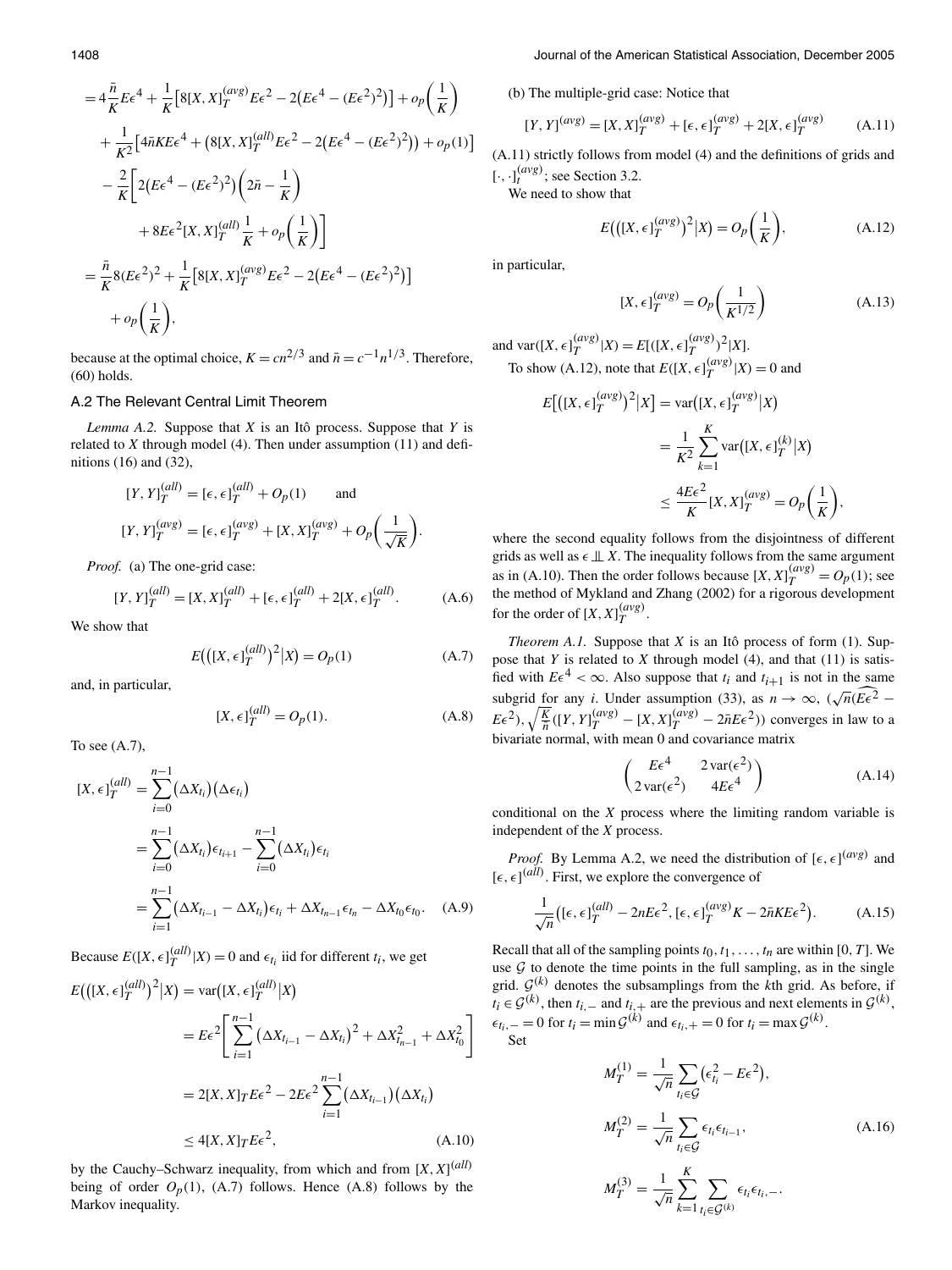$$= 4\frac{\bar{n}}{K}E\epsilon^4 + \frac{1}{K}\left[8[X,X]_T^{(avg)}E\epsilon^2 - 2\left(E\epsilon^4 - (E\epsilon^2)^2\right)\right] + o_p\left(\frac{1}{K}\right)$$

$$+ \frac{1}{K^2}\left[4\bar{n}KE\epsilon^4 + \left(8[X,X]_T^{(all)}E\epsilon^2 - 2\left(E\epsilon^4 - (E\epsilon^2)^2\right)\right) + o_p(1)\right]$$

$$- \frac{2}{K}\left[2\left(E\epsilon^4 - (E\epsilon^2)^2\right)\left(2\bar{n} - \frac{1}{K}\right) + 8E\epsilon^2[X,X]_T^{(all)}\frac{1}{K} + o_p\left(\frac{1}{K}\right)\right]$$

$$= \frac{\bar{n}}{K}8(E\epsilon^2)^2 + \frac{1}{K}\left[8[X,X]_T^{(avg)}E\epsilon^2 - 2\left(E\epsilon^4 - (E\epsilon^2)^2\right)\right] + o_p\left(\frac{1}{K}\right),$$

because at the optimal choice, $K = cn^{2/3}$ and $\bar{n} = c^{-1}n^{1/3}$. Therefore, (60) holds.

## A.2 The Relevant Central Limit Theorem

*Lemma A.2.* Suppose that $X$ is an Itô process. Suppose that $Y$ is related to $X$ through model (4). Then under assumption (11) and definitions (16) and (32),

$$[Y,Y]_T^{(all)} = [\epsilon,\epsilon]_T^{(all)} + O_p(1) \qquad \text{and}$$

$$[Y,Y]_T^{(avg)} = [\epsilon,\epsilon]_T^{(avg)} + [X,X]_T^{(avg)} + O_p\left(\frac{1}{\sqrt{K}}\right).$$

*Proof.* (a) The one-grid case:

$$[Y,Y]_T^{(all)} = [X,X]_T^{(all)} + [\epsilon,\epsilon]_T^{(all)} + 2[X,\epsilon]_T^{(all)}. \tag{A.6}$$

We show that

$$E\left(\left([X,\epsilon]_T^{(all)}\right)^2 \big| X\right) = O_P(1) \tag{A.7}$$

and, in particular,

$$[X,\epsilon]_T^{(all)} = O_P(1). \tag{A.8}$$

To see (A.7),

$$[X,\epsilon]_T^{(all)} = \sum_{i=0}^{n-1}(\Delta X_{t_i})(\Delta\epsilon_{t_i})$$

$$= \sum_{i=0}^{n-1}(\Delta X_{t_i})\epsilon_{t_{i+1}} - \sum_{i=0}^{n-1}(\Delta X_{t_i})\epsilon_{t_i}$$

$$= \sum_{i=1}^{n-1}(\Delta X_{t_{i-1}} - \Delta X_{t_i})\epsilon_{t_i} + \Delta X_{t_{n-1}}\epsilon_{t_n} - \Delta X_{t_0}\epsilon_{t_0}. \tag{A.9}$$

Because $E([X,\epsilon]_T^{(all)}|X) = 0$ and $\epsilon_{t_i}$ iid for different $t_i$, we get

$$E\left(\left([X,\epsilon]_T^{(all)}\right)^2 \big| X\right) = \text{var}\left([X,\epsilon]_T^{(all)} \big| X\right)$$

$$= E\epsilon^2\left[\sum_{i=1}^{n-1}\left(\Delta X_{t_{i-1}} - \Delta X_{t_i}\right)^2 + \Delta X_{t_{n-1}}^2 + \Delta X_{t_0}^2\right]$$

$$= 2[X,X]_T E\epsilon^2 - 2E\epsilon^2\sum_{i=1}^{n-1}(\Delta X_{t_{i-1}})(\Delta X_{t_i})$$

$$\leq 4[X,X]_T E\epsilon^2, \tag{A.10}$$

by the Cauchy–Schwarz inequality, from which and from $[X,X]^{(all)}$ being of order $O_p(1)$, (A.7) follows. Hence (A.8) follows by the Markov inequality.

(b) The multiple-grid case: Notice that

$$[Y,Y]^{(avg)} = [X,X]_T^{(avg)} + [\epsilon,\epsilon]_T^{(avg)} + 2[X,\epsilon]_T^{(avg)} \tag{A.11}$$

(A.11) strictly follows from model (4) and the definitions of grids and $[\cdot,\cdot]_t^{(avg)}$; see Section 3.2.

We need to show that

$$E\left(\left([X,\epsilon]_T^{(avg)}\right)^2 \big| X\right) = O_p\left(\frac{1}{K}\right), \tag{A.12}$$

in particular,

$$[X,\epsilon]_T^{(avg)} = O_p\left(\frac{1}{K^{1/2}}\right) \tag{A.13}$$

and $\text{var}([X,\epsilon]_T^{(avg)}|X) = E[([X,\epsilon]_T^{(avg)})^2|X]$.

To show (A.12), note that $E([X,\epsilon]_T^{(avg)}|X) = 0$ and

$$E\left[\left([X,\epsilon]_T^{(avg)}\right)^2 \big| X\right] = \text{var}\left([X,\epsilon]_T^{(avg)} \big| X\right)$$

$$= \frac{1}{K^2}\sum_{k=1}^{K}\text{var}\left([X,\epsilon]_T^{(k)} \big| X\right)$$

$$\leq \frac{4E\epsilon^2}{K}[X,X]_T^{(avg)} = O_p\left(\frac{1}{K}\right),$$

where the second equality follows from the disjointness of different grids as well as $\epsilon \perp\!\!\!\perp X$. The inequality follows from the same argument as in (A.10). Then the order follows because $[X,X]_T^{(avg)} = O_p(1)$; see the method of Mykland and Zhang (2002) for a rigorous development for the order of $[X,X]_T^{(avg)}$.

*Theorem A.1.* Suppose that $X$ is an Itô process of form (1). Suppose that $Y$ is related to $X$ through model (4), and that (11) is satisfied with $E\epsilon^4 < \infty$. Also suppose that $t_i$ and $t_{i+1}$ is not in the same subgrid for any $i$. Under assumption (33), as $n \to \infty$, $(\sqrt{n}(\widehat{E\epsilon^2} - E\epsilon^2), \sqrt{\frac{K}{\bar{n}}}([Y,Y]_T^{(avg)} - [X,X]_T^{(avg)} - 2\bar{n}E\epsilon^2))$ converges in law to a bivariate normal, with mean 0 and covariance matrix

$$\begin{pmatrix} E\epsilon^4 & 2\,\text{var}(\epsilon^2) \\ 2\,\text{var}(\epsilon^2) & 4E\epsilon^4 \end{pmatrix} \tag{A.14}$$

conditional on the $X$ process where the limiting random variable is independent of the $X$ process.

*Proof.* By Lemma A.2, we need the distribution of $[\epsilon,\epsilon]^{(avg)}$ and $[\epsilon,\epsilon]^{(all)}$. First, we explore the convergence of

$$\frac{1}{\sqrt{n}}\left([\epsilon,\epsilon]_T^{(all)} - 2nE\epsilon^2, [\epsilon,\epsilon]_T^{(avg)}K - 2\bar{n}KE\epsilon^2\right). \tag{A.15}$$

Recall that all of the sampling points $t_0, t_1, \ldots, t_n$ are within $[0,T]$. We use $\mathcal{G}$ to denote the time points in the full sampling, as in the single grid. $\mathcal{G}^{(k)}$ denotes the subsamplings from the $k$th grid. As before, if $t_i \in \mathcal{G}^{(k)}$, then $t_{i,-}$ and $t_{i,+}$ are the previous and next elements in $\mathcal{G}^{(k)}$, $\epsilon_{t_i,-} = 0$ for $t_i = \min\mathcal{G}^{(k)}$ and $\epsilon_{t_i,+} = 0$ for $t_i = \max\mathcal{G}^{(k)}$.

Set

$$M_T^{(1)} = \frac{1}{\sqrt{n}}\sum_{t_i\in\mathcal{G}}\left(\epsilon_{t_i}^2 - E\epsilon^2\right),$$

$$M_T^{(2)} = \frac{1}{\sqrt{n}}\sum_{t_i\in\mathcal{G}}\epsilon_{t_i}\epsilon_{t_{i-1}}, \tag{A.16}$$

$$M_T^{(3)} = \frac{1}{\sqrt{n}}\sum_{k=1}^{K}\sum_{t_i\in\mathcal{G}^{(k)}}\epsilon_{t_i}\epsilon_{t_i,-}.$$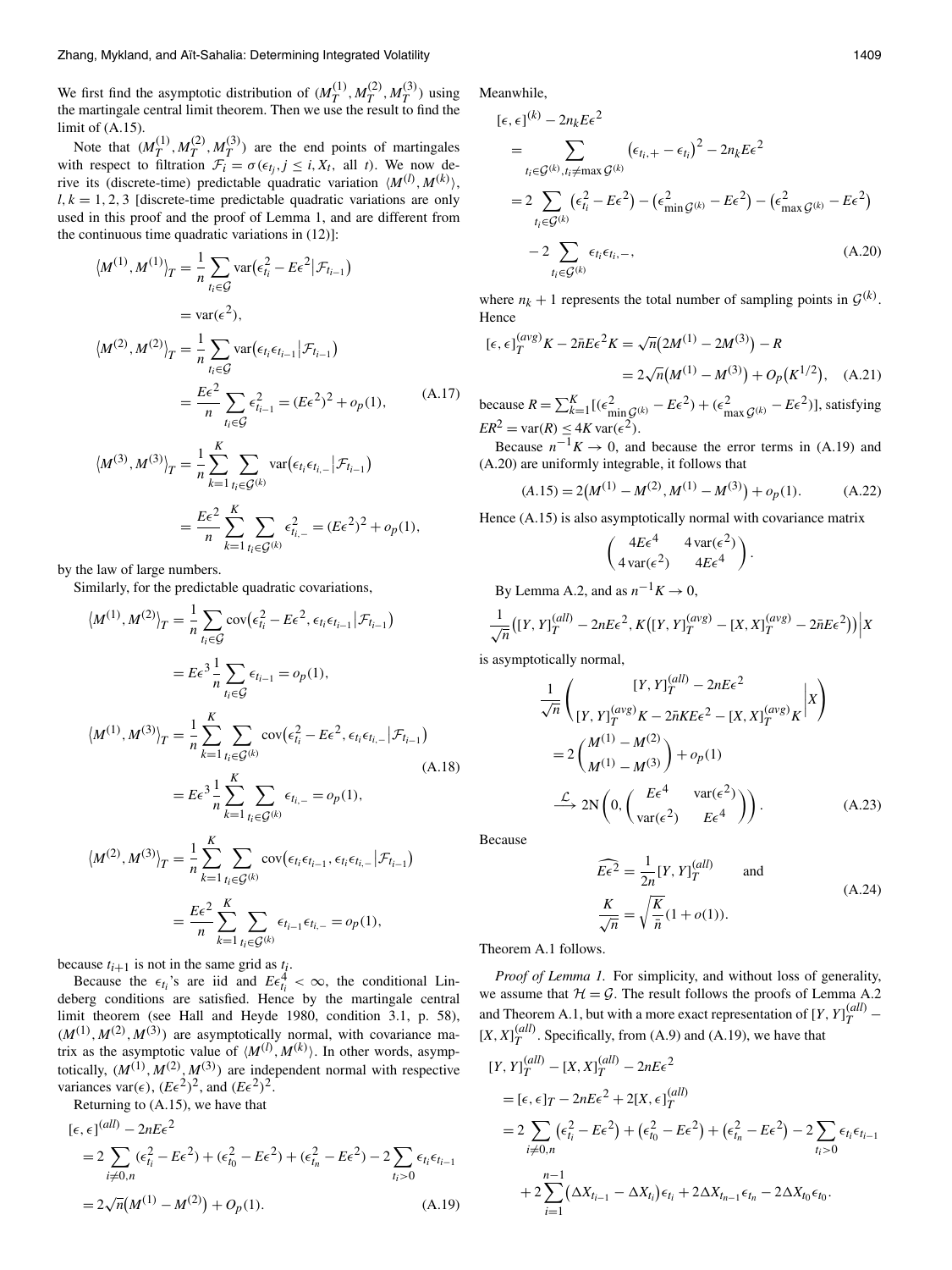We first find the asymptotic distribution of $(M_T^{(1)}, M_T^{(2)}, M_T^{(3)})$ using the martingale central limit theorem. Then we use the result to find the limit of (A.15).

Note that $(M_T^{(1)}, M_T^{(2)}, M_T^{(3)})$ are the end points of martingales with respect to filtration $\mathcal{F}_i = \sigma(\epsilon_{t_j}, j \le i, X_t, \text{ all } t)$. We now derive its (discrete-time) predictable quadratic variation $\langle M^{(l)}, M^{(k)} \rangle$, $l, k = 1, 2, 3$ [discrete-time predictable quadratic variations are only used in this proof and the proof of Lemma 1, and are different from the continuous time quadratic variations in (12)]:

$$
\begin{aligned}
\langle M^{(1)}, M^{(1)} \rangle_T &= \frac{1}{n} \sum_{t_i \in \mathcal{G}} \operatorname{var}(\epsilon_{t_i}^2 - E\epsilon^2 | \mathcal{F}_{t_{i-1}}) \\
&= \operatorname{var}(\epsilon^2), \\
\langle M^{(2)}, M^{(2)} \rangle_T &= \frac{1}{n} \sum_{t_i \in \mathcal{G}} \operatorname{var}(\epsilon_{t_i} \epsilon_{t_{i-1}} | \mathcal{F}_{t_{i-1}}) \\
&= \frac{E\epsilon^2}{n} \sum_{t_i \in \mathcal{G}} \epsilon_{t_{i-1}}^2 = (E\epsilon^2)^2 + o_p(1), \qquad \text{(A.17)} \\
\langle M^{(3)}, M^{(3)} \rangle_T &= \frac{1}{n} \sum_{k=1}^{K} \sum_{t_i \in \mathcal{G}^{(k)}} \operatorname{var}(\epsilon_{t_i} \epsilon_{t_{i,-}} | \mathcal{F}_{t_{i-1}}) \\
&= \frac{E\epsilon^2}{n} \sum_{k=1}^{K} \sum_{t_i \in \mathcal{G}^{(k)}} \epsilon_{t_{i,-}}^2 = (E\epsilon^2)^2 + o_p(1),
\end{aligned}
$$

by the law of large numbers.

Similarly, for the predictable quadratic covariations,

$$
\begin{aligned}
\langle M^{(1)}, M^{(2)} \rangle_T &= \frac{1}{n} \sum_{t_i \in \mathcal{G}} \operatorname{cov}(\epsilon_{t_i}^2 - E\epsilon^2, \epsilon_{t_i} \epsilon_{t_{i-1}} | \mathcal{F}_{t_{i-1}}) \\
&= E\epsilon^3 \frac{1}{n} \sum_{t_i \in \mathcal{G}} \epsilon_{t_{i-1}} = o_p(1), \\
\langle M^{(1)}, M^{(3)} \rangle_T &= \frac{1}{n} \sum_{k=1}^{K} \sum_{t_i \in \mathcal{G}^{(k)}} \operatorname{cov}(\epsilon_{t_i}^2 - E\epsilon^2, \epsilon_{t_i} \epsilon_{t_{i,-}} | \mathcal{F}_{t_{i-1}}) \qquad \text{(A.18)} \\
&= E\epsilon^3 \frac{1}{n} \sum_{k=1}^{K} \sum_{t_i \in \mathcal{G}^{(k)}} \epsilon_{t_{i,-}} = o_p(1), \\
\langle M^{(2)}, M^{(3)} \rangle_T &= \frac{1}{n} \sum_{k=1}^{K} \sum_{t_i \in \mathcal{G}^{(k)}} \operatorname{cov}(\epsilon_{t_i} \epsilon_{t_{i-1}}, \epsilon_{t_i} \epsilon_{t_{i,-}} | \mathcal{F}_{t_{i-1}}) \\
&= \frac{E\epsilon^2}{n} \sum_{k=1}^{K} \sum_{t_i \in \mathcal{G}^{(k)}} \epsilon_{t_{i-1}} \epsilon_{t_{i,-}} = o_p(1),
\end{aligned}
$$

because $t_{i+1}$ is not in the same grid as $t_i$.

Because the $\epsilon_{t_i}$'s are iid and $E\epsilon_{t_i}^4 < \infty$, the conditional Lindeberg conditions are satisfied. Hence by the martingale central limit theorem (see Hall and Heyde 1980, condition 3.1, p. 58), $(M^{(1)}, M^{(2)}, M^{(3)})$ are asymptotically normal, with covariance matrix as the asymptotic value of $\langle M^{(l)}, M^{(k)} \rangle$. In other words, asymptotically, $(M^{(1)}, M^{(2)}, M^{(3)})$ are independent normal with respective variances $\operatorname{var}(\epsilon)$, $(E\epsilon^2)^2$, and $(E\epsilon^2)^2$.

Returning to (A.15), we have that

$$
\begin{aligned}
[\epsilon, \epsilon]^{(all)} - 2nE\epsilon^2 &= 2 \sum_{i \neq 0, n} (\epsilon_{t_i}^2 - E\epsilon^2) + (\epsilon_{t_0}^2 - E\epsilon^2) + (\epsilon_{t_n}^2 - E\epsilon^2) - 2 \sum_{t_i > 0} \epsilon_{t_i} \epsilon_{t_{i-1}} \\
&= 2\sqrt{n} (M^{(1)} - M^{(2)}) + O_p(1). \qquad \text{(A.19)}
\end{aligned}
$$

Meanwhile,

$$
\begin{aligned}
[\epsilon, \epsilon]^{(k)} - 2n_k E\epsilon^2 &= \sum_{t_i \in \mathcal{G}^{(k)}, t_i \neq \max \mathcal{G}^{(k)}} (\epsilon_{t_i,+} - \epsilon_{t_i})^2 - 2n_k E\epsilon^2 \\
&= 2 \sum_{t_i \in \mathcal{G}^{(k)}} (\epsilon_{t_i}^2 - E\epsilon^2) - (\epsilon_{\min \mathcal{G}^{(k)}}^2 - E\epsilon^2) - (\epsilon_{\max \mathcal{G}^{(k)}}^2 - E\epsilon^2) \\
&\quad - 2 \sum_{t_i \in \mathcal{G}^{(k)}} \epsilon_{t_i} \epsilon_{t_i,-}, \qquad \text{(A.20)}
\end{aligned}
$$

where $n_k + 1$ represents the total number of sampling points in $\mathcal{G}^{(k)}$. Hence

$$
\begin{aligned}
[\epsilon, \epsilon]_T^{(avg)} K - 2\bar{n} E\epsilon^2 K &= \sqrt{n} (2M^{(1)} - 2M^{(3)}) - R \\
&= 2\sqrt{n} (M^{(1)} - M^{(3)}) + O_p(K^{1/2}), \qquad \text{(A.21)}
\end{aligned}
$$

because $R = \sum_{k=1}^{K} [(\epsilon_{\min \mathcal{G}^{(k)}}^2 - E\epsilon^2) + (\epsilon_{\max \mathcal{G}^{(k)}}^2 - E\epsilon^2)]$, satisfying $ER^2 = \operatorname{var}(R) \le 4K \operatorname{var}(\epsilon^2)$.

Because $n^{-1}K \to 0$, and because the error terms in (A.19) and (A.20) are uniformly integrable, it follows that

$$
(A.15) = 2(M^{(1)} - M^{(2)}, M^{(1)} - M^{(3)}) + o_p(1). \qquad \text{(A.22)}
$$

Hence (A.15) is also asymptotically normal with covariance matrix

$$
\begin{pmatrix} 4E\epsilon^4 & 4\operatorname{var}(\epsilon^2) \\ 4\operatorname{var}(\epsilon^2) & 4E\epsilon^4 \end{pmatrix}.
$$

By Lemma A.2, and as $n^{-1}K \to 0$,

$$
\frac{1}{\sqrt{n}} \Big( [Y, Y]_T^{(all)} - 2nE\epsilon^2, K\big([Y, Y]_T^{(avg)} - [X, X]_T^{(avg)} - 2\bar{n} E\epsilon^2\big) \Big) \Big| X
$$

is asymptotically normal,

$$
\begin{aligned}
&\frac{1}{\sqrt{n}} \left( \begin{matrix} [Y, Y]_T^{(all)} - 2nE\epsilon^2 \\ [Y, Y]_T^{(avg)} K - 2\bar{n} K E\epsilon^2 - [X, X]_T^{(avg)} K \end{matrix} \middle| X \right) \\
&= 2 \begin{pmatrix} M^{(1)} - M^{(2)} \\ M^{(1)} - M^{(3)} \end{pmatrix} + o_p(1) \\
&\xrightarrow{\mathcal{L}} 2N \left( 0, \begin{pmatrix} E\epsilon^4 & \operatorname{var}(\epsilon^2) \\ \operatorname{var}(\epsilon^2) & E\epsilon^4 \end{pmatrix} \right). \qquad \text{(A.23)}
\end{aligned}
$$

Because

$$
\widehat{E\epsilon^2} = \frac{1}{2n} [Y, Y]_T^{(all)} \qquad \text{and} \qquad \frac{K}{\sqrt{n}} = \sqrt{\frac{K}{\bar{n}}} (1 + o(1)). \qquad \text{(A.24)}
$$

Theorem A.1 follows.

*Proof of Lemma 1.* For simplicity, and without loss of generality, we assume that $\mathcal{H} = \mathcal{G}$. The result follows the proofs of Lemma A.2 and Theorem A.1, but with a more exact representation of $[Y, Y]_T^{(all)} - [X, X]_T^{(all)}$. Specifically, from (A.9) and (A.19), we have that

$$
\begin{aligned}
&[Y, Y]_T^{(all)} - [X, X]_T^{(all)} - 2nE\epsilon^2 \\
&= [\epsilon, \epsilon]_T - 2nE\epsilon^2 + 2[X, \epsilon]_T^{(all)} \\
&= 2 \sum_{i \neq 0, n} (\epsilon_{t_i}^2 - E\epsilon^2) + (\epsilon_{t_0}^2 - E\epsilon^2) + (\epsilon_{t_n}^2 - E\epsilon^2) - 2 \sum_{t_i > 0} \epsilon_{t_i} \epsilon_{t_{i-1}} \\
&\quad + 2 \sum_{i=1}^{n-1} (\Delta X_{t_{i-1}} - \Delta X_{t_i}) \epsilon_{t_i} + 2\Delta X_{t_{n-1}} \epsilon_{t_n} - 2\Delta X_{t_0} \epsilon_{t_0}.
\end{aligned}
$$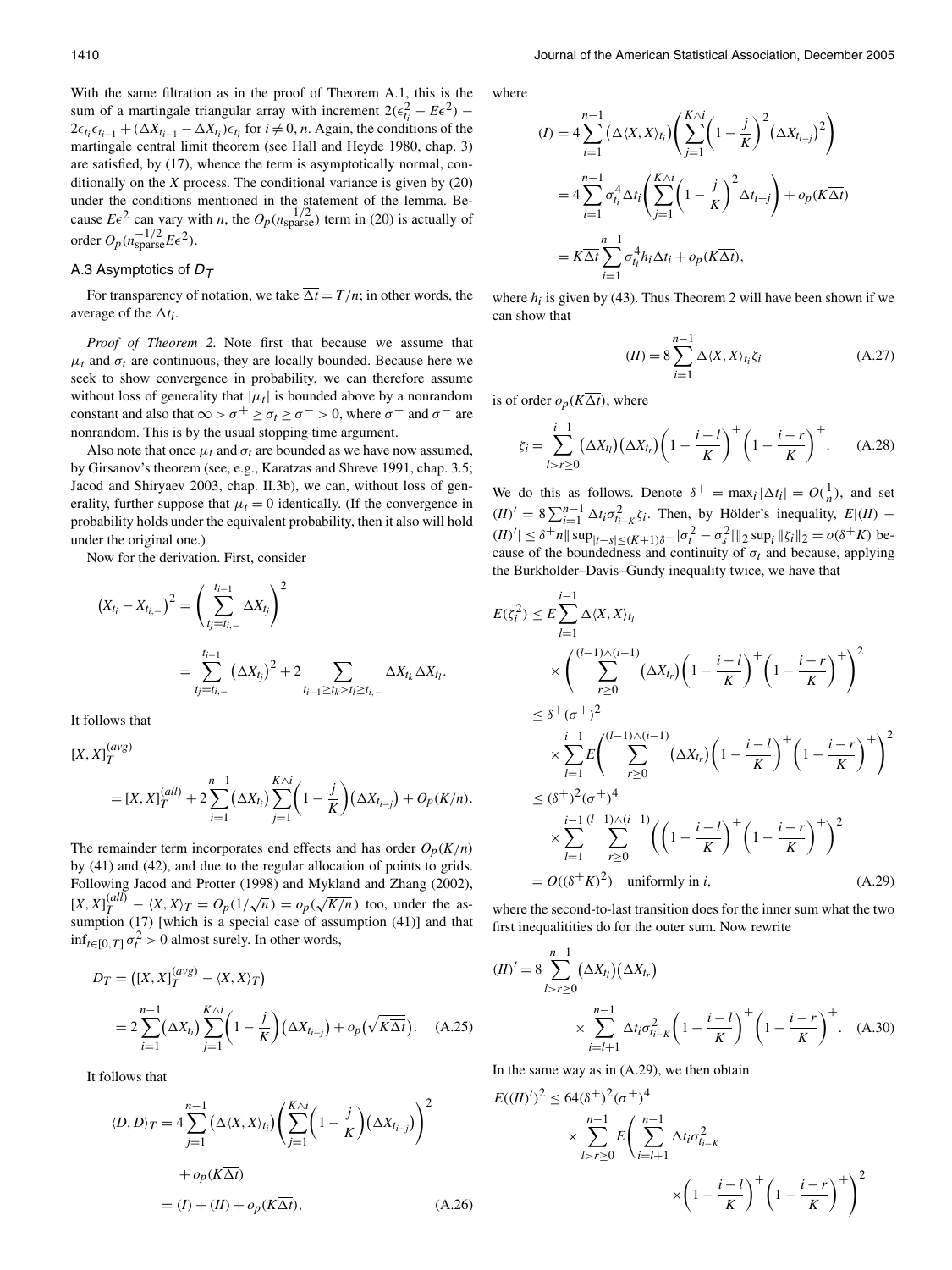With the same filtration as in the proof of Theorem A.1, this is the sum of a martingale triangular array with increment $2(\epsilon_{t_i}^2 - E\epsilon^2) - 2\epsilon_{t_i}\epsilon_{t_{i-1}} + (\Delta X_{t_{i-1}} - \Delta X_{t_i})\epsilon_{t_i}$ for $i \neq 0, n$. Again, the conditions of the martingale central limit theorem (see Hall and Heyde 1980, chap. 3) are satisfied, by (17), whence the term is asymptotically normal, conditionally on the $X$ process. The conditional variance is given by (20) under the conditions mentioned in the statement of the lemma. Because $E\epsilon^2$ can vary with $n$, the $O_p(n_{\text{sparse}}^{-1/2})$ term in (20) is actually of order $O_p(n_{\text{sparse}}^{-1/2} E\epsilon^2)$.

### A.3 Asymptotics of $D_T$

For transparency of notation, we take $\overline{\Delta t} = T/n$; in other words, the average of the $\Delta t_i$.

*Proof of Theorem 2.* Note first that because we assume that $\mu_t$ and $\sigma_t$ are continuous, they are locally bounded. Because here we seek to show convergence in probability, we can therefore assume without loss of generality that $|\mu_t|$ is bounded above by a nonrandom constant and also that $\infty > \sigma^+ \geq \sigma_t \geq \sigma^- > 0$, where $\sigma^+$ and $\sigma^-$ are nonrandom. This is by the usual stopping time argument.

Also note that once $\mu_t$ and $\sigma_t$ are bounded as we have now assumed, by Girsanov's theorem (see, e.g., Karatzas and Shreve 1991, chap. 3.5; Jacod and Shiryaev 2003, chap. II.3b), we can, without loss of generality, further suppose that $\mu_t = 0$ identically. (If the convergence in probability holds under the equivalent probability, then it also will hold under the original one.)

Now for the derivation. First, consider

$$
\begin{aligned}
(X_{t_i} - X_{t_{i,-}})^2 &= \left(\sum_{t_j = t_{i,-}}^{t_{i-1}} \Delta X_{t_j}\right)^2 \\
&= \sum_{t_j = t_{i,-}}^{t_{i-1}} (\Delta X_{t_j})^2 + 2 \sum_{t_{i-1} \geq t_k > t_l \geq t_{i,-}} \Delta X_{t_k} \Delta X_{t_l}.
\end{aligned}
$$

It follows that

$$
\begin{aligned}
&[X, X]_T^{(avg)} \\
&\quad = [X, X]_T^{(all)} + 2 \sum_{i=1}^{n-1} (\Delta X_{t_i}) \sum_{j=1}^{K \wedge i} \left(1 - \frac{j}{K}\right)(\Delta X_{t_{i-j}}) + O_p(K/n).
\end{aligned}
$$

The remainder term incorporates end effects and has order $O_p(K/n)$ by (41) and (42), and due to the regular allocation of points to grids. Following Jacod and Protter (1998) and Mykland and Zhang (2002), $[X, X]_T^{(all)} - \langle X, X \rangle_T = O_p(1/\sqrt{n}) = o_p(\sqrt{K/n})$ too, under the assumption (17) [which is a special case of assumption (41)] and that $\inf_{t \in [0,T]} \sigma_t^2 > 0$ almost surely. In other words,

$$
\begin{aligned}
D_T &= \left([X, X]_T^{(avg)} - \langle X, X \rangle_T\right) \\
&= 2 \sum_{i=1}^{n-1} (\Delta X_{t_i}) \sum_{j=1}^{K \wedge i} \left(1 - \frac{j}{K}\right)(\Delta X_{t_{i-j}}) + o_p\left(\sqrt{K\overline{\Delta t}}\right). \quad \text{(A.25)}
\end{aligned}
$$

It follows that

$$
\begin{aligned}
\langle D, D \rangle_T &= 4 \sum_{j=1}^{n-1} (\Delta \langle X, X \rangle_{t_i}) \left(\sum_{j=1}^{K \wedge i} \left(1 - \frac{j}{K}\right)(\Delta X_{t_{i-j}})\right)^2 \\
&\quad + o_p(K\overline{\Delta t}) \\
&= (I) + (II) + o_p(K\overline{\Delta t}), \quad \text{(A.26)}
\end{aligned}
$$

where

$$
\begin{aligned}
(I) &= 4 \sum_{i=1}^{n-1} (\Delta \langle X, X \rangle_{t_i}) \left(\sum_{j=1}^{K \wedge i} \left(1 - \frac{j}{K}\right)^2 (\Delta X_{t_{i-j}})^2\right) \\
&= 4 \sum_{i=1}^{n-1} \sigma_{t_i}^4 \Delta t_i \left(\sum_{j=1}^{K \wedge i} \left(1 - \frac{j}{K}\right)^2 \Delta t_{i-j}\right) + o_p(K\overline{\Delta t}) \\
&= K\overline{\Delta t} \sum_{i=1}^{n-1} \sigma_{t_i}^4 h_i \Delta t_i + o_p(K\overline{\Delta t}),
\end{aligned}
$$

where $h_i$ is given by (43). Thus Theorem 2 will have been shown if we can show that

$$
(II) = 8 \sum_{i=1}^{n-1} \Delta \langle X, X \rangle_{t_i} \zeta_i \quad \text{(A.27)}
$$

is of order $o_p(K\overline{\Delta t})$, where

$$
\zeta_i = \sum_{l > r \geq 0}^{i-1} (\Delta X_{t_l})(\Delta X_{t_r}) \left(1 - \frac{i-l}{K}\right)^+ \left(1 - \frac{i-r}{K}\right)^+. \quad \text{(A.28)}
$$

We do this as follows. Denote $\delta^+ = \max_i |\Delta t_i| = O(\frac{1}{n})$, and set $(II)' = 8 \sum_{i=1}^{n-1} \Delta t_i \sigma_{t_{i-K}}^2 \zeta_i$. Then, by Hölder's inequality, $E|(II) - (II)'| \leq \delta^+ n \| \sup_{|t-s| \leq (K+1)\delta^+} |\sigma_t^2 - \sigma_s^2| \|_2 \sup_i \|\zeta_i\|_2 = o(\delta^+ K)$ because of the boundedness and continuity of $\sigma_t$ and because, applying the Burkholder–Davis–Gundy inequality twice, we have that

$$
\begin{aligned}
E(\zeta_i^2) &\leq E \sum_{l=1}^{i-1} \Delta \langle X, X \rangle_{t_l} \\
&\quad \times \left(\sum_{r \geq 0}^{(l-1) \wedge (i-1)} (\Delta X_{t_r}) \left(1 - \frac{i-l}{K}\right)^+ \left(1 - \frac{i-r}{K}\right)^+\right)^2 \\
&\leq \delta^+ (\sigma^+)^2 \\
&\quad \times \sum_{l=1}^{i-1} E\left(\sum_{r \geq 0}^{(l-1) \wedge (i-1)} (\Delta X_{t_r}) \left(1 - \frac{i-l}{K}\right)^+ \left(1 - \frac{i-r}{K}\right)^+\right)^2 \\
&\leq (\delta^+)^2 (\sigma^+)^4 \\
&\quad \times \sum_{l=1}^{i-1} \sum_{r \geq 0}^{(l-1) \wedge (i-1)} \left(\left(1 - \frac{i-l}{K}\right)^+ \left(1 - \frac{i-r}{K}\right)^+\right)^2 \\
&= O((\delta^+ K)^2) \quad \text{uniformly in } i, \quad \text{(A.29)}
\end{aligned}
$$

where the second-to-last transition does for the inner sum what the two first inequalitities do for the outer sum. Now rewrite

$$
\begin{aligned}
(II)' &= 8 \sum_{l > r \geq 0}^{n-1} (\Delta X_{t_l})(\Delta X_{t_r}) \\
&\quad \times \sum_{i=l+1}^{n-1} \Delta t_i \sigma_{t_{i-K}}^2 \left(1 - \frac{i-l}{K}\right)^+ \left(1 - \frac{i-r}{K}\right)^+. \quad \text{(A.30)}
\end{aligned}
$$

In the same way as in (A.29), we then obtain

$$
\begin{aligned}
E((II)')^2 &\leq 64 (\delta^+)^2 (\sigma^+)^4 \\
&\quad \times \sum_{l > r \geq 0}^{n-1} E\left(\sum_{i=l+1}^{n-1} \Delta t_i \sigma_{t_{i-K}}^2 \right. \\
&\quad \left. \times \left(1 - \frac{i-l}{K}\right)^+ \left(1 - \frac{i-r}{K}\right)^+\right)^2
\end{aligned}
$$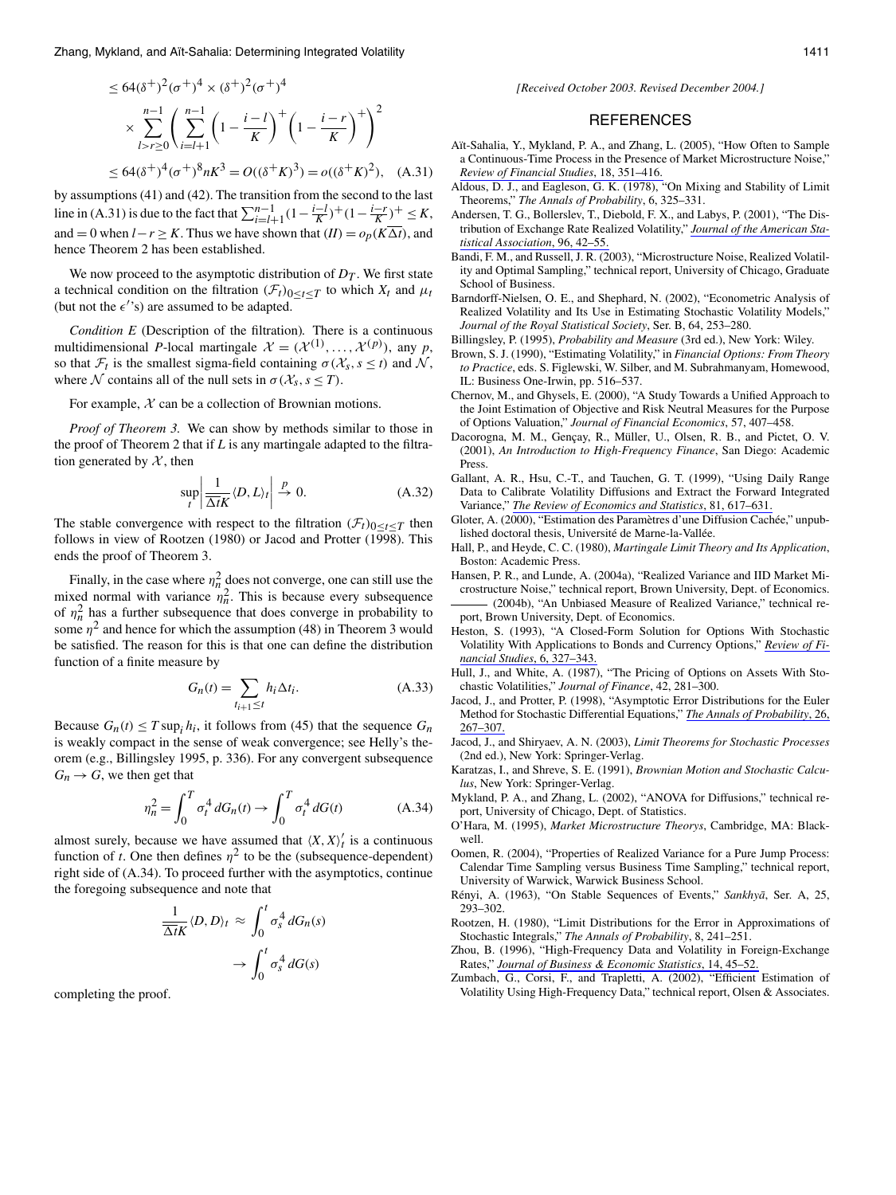$$\leq 64(\delta^+)^2(\sigma^+)^4 \times (\delta^+)^2(\sigma^+)^4$$

$$\times \sum_{l>r\geq 0}^{n-1} \left( \sum_{i=l+1}^{n-1} \left(1 - \frac{i-l}{K}\right)^+ \left(1 - \frac{i-r}{K}\right)^+ \right)^2$$

$$\leq 64(\delta^+)^4(\sigma^+)^8 nK^3 = O((\delta^+ K)^3) = o((\delta^+ K)^2), \quad \text{(A.31)}$$

by assumptions (41) and (42). The transition from the second to the last line in (A.31) is due to the fact that $\sum_{i=l+1}^{n-1}(1-\frac{i-l}{K})^+(1-\frac{i-r}{K})^+ \leq K$, and $= 0$ when $l - r \geq K$. Thus we have shown that $(II) = o_p(K\overline{\Delta t})$, and hence Theorem 2 has been established.

We now proceed to the asymptotic distribution of $D_T$. We first state a technical condition on the filtration $(\mathcal{F}_t)_{0\leq t\leq T}$ to which $X_t$ and $\mu_t$ (but not the $\epsilon'$'s) are assumed to be adapted.

*Condition E* (Description of the filtration). There is a continuous multidimensional $P$-local martingale $\mathcal{X} = (\mathcal{X}^{(1)}, \ldots, \mathcal{X}^{(p)})$, any $p$, so that $\mathcal{F}_t$ is the smallest sigma-field containing $\sigma(\mathcal{X}_s, s \leq t)$ and $\mathcal{N}$, where $\mathcal{N}$ contains all of the null sets in $\sigma(\mathcal{X}_s, s \leq T)$.

For example, $\mathcal{X}$ can be a collection of Brownian motions.

*Proof of Theorem 3.* We can show by methods similar to those in the proof of Theorem 2 that if $L$ is any martingale adapted to the filtration generated by $\mathcal{X}$, then

$$\sup_t \left| \frac{1}{\overline{\Delta t}K} \langle D, L\rangle_t \right| \xrightarrow{p} 0. \quad \text{(A.32)}$$

The stable convergence with respect to the filtration $(\mathcal{F}_t)_{0\leq t\leq T}$ then follows in view of Rootzen (1980) or Jacod and Protter (1998). This ends the proof of Theorem 3.

Finally, in the case where $\eta_n^2$ does not converge, one can still use the mixed normal with variance $\eta_n^2$. This is because every subsequence of $\eta_n^2$ has a further subsequence that does converge in probability to some $\eta^2$ and hence for which the assumption (48) in Theorem 3 would be satisfied. The reason for this is that one can define the distribution function of a finite measure by

$$G_n(t) = \sum_{t_{i+1}\leq t} h_i \Delta t_i. \quad \text{(A.33)}$$

Because $G_n(t) \leq T \sup_i h_i$, it follows from (45) that the sequence $G_n$ is weakly compact in the sense of weak convergence; see Helly's theorem (e.g., Billingsley 1995, p. 336). For any convergent subsequence $G_n \to G$, we then get that

$$\eta_n^2 = \int_0^T \sigma_t^4 \, dG_n(t) \to \int_0^T \sigma_t^4 \, dG(t) \quad \text{(A.34)}$$

almost surely, because we have assumed that $\langle X, X\rangle_t'$ is a continuous function of $t$. One then defines $\eta^2$ to be the (subsequence-dependent) right side of (A.34). To proceed further with the asymptotics, continue the foregoing subsequence and note that

$$\frac{1}{\overline{\Delta t}K}\langle D, D\rangle_t \approx \int_0^t \sigma_s^4 \, dG_n(s)$$

$$\to \int_0^t \sigma_s^4 \, dG(s)$$

completing the proof.

*[Received October 2003. Revised December 2004.]*

## REFERENCES

Aït-Sahalia, Y., Mykland, P. A., and Zhang, L. (2005), "How Often to Sample a Continuous-Time Process in the Presence of Market Microstructure Noise," *Review of Financial Studies*, 18, 351–416.

Aldous, D. J., and Eagleson, G. K. (1978), "On Mixing and Stability of Limit Theorems," *The Annals of Probability*, 6, 325–331.

Andersen, T. G., Bollerslev, T., Diebold, F. X., and Labys, P. (2001), "The Distribution of Exchange Rate Realized Volatility," *Journal of the American Statistical Association*, 96, 42–55.

Bandi, F. M., and Russell, J. R. (2003), "Microstructure Noise, Realized Volatility and Optimal Sampling," technical report, University of Chicago, Graduate School of Business.

Barndorff-Nielsen, O. E., and Shephard, N. (2002), "Econometric Analysis of Realized Volatility and Its Use in Estimating Stochastic Volatility Models," *Journal of the Royal Statistical Society*, Ser. B, 64, 253–280.

Billingsley, P. (1995), *Probability and Measure* (3rd ed.), New York: Wiley.

Brown, S. J. (1990), "Estimating Volatility," in *Financial Options: From Theory to Practice*, eds. S. Figlewski, W. Silber, and M. Subrahmanyam, Homewood, IL: Business One-Irwin, pp. 516–537.

Chernov, M., and Ghysels, E. (2000), "A Study Towards a Unified Approach to the Joint Estimation of Objective and Risk Neutral Measures for the Purpose of Options Valuation," *Journal of Financial Economics*, 57, 407–458.

Dacorogna, M. M., Gençay, R., Müller, U., Olsen, R. B., and Pictet, O. V. (2001), *An Introduction to High-Frequency Finance*, San Diego: Academic Press.

Gallant, A. R., Hsu, C.-T., and Tauchen, G. T. (1999), "Using Daily Range Data to Calibrate Volatility Diffusions and Extract the Forward Integrated Variance," *The Review of Economics and Statistics*, 81, 617–631.

Gloter, A. (2000), "Estimation des Paramètres d'une Diffusion Cachée," unpublished doctoral thesis, Université de Marne-la-Vallée.

Hall, P., and Heyde, C. C. (1980), *Martingale Limit Theory and Its Application*, Boston: Academic Press.

Hansen, P. R., and Lunde, A. (2004a), "Realized Variance and IID Market Microstructure Noise," technical report, Brown University, Dept. of Economics.

——— (2004b), "An Unbiased Measure of Realized Variance," technical report, Brown University, Dept. of Economics.

Heston, S. (1993), "A Closed-Form Solution for Options With Stochastic Volatility With Applications to Bonds and Currency Options," *Review of Financial Studies*, 6, 327–343.

Hull, J., and White, A. (1987), "The Pricing of Options on Assets With Stochastic Volatilities," *Journal of Finance*, 42, 281–300.

Jacod, J., and Protter, P. (1998), "Asymptotic Error Distributions for the Euler Method for Stochastic Differential Equations," *The Annals of Probability*, 26, 267–307.

Jacod, J., and Shiryaev, A. N. (2003), *Limit Theorems for Stochastic Processes* (2nd ed.), New York: Springer-Verlag.

Karatzas, I., and Shreve, S. E. (1991), *Brownian Motion and Stochastic Calculus*, New York: Springer-Verlag.

Mykland, P. A., and Zhang, L. (2002), "ANOVA for Diffusions," technical report, University of Chicago, Dept. of Statistics.

O'Hara, M. (1995), *Market Microstructure Theorys*, Cambridge, MA: Blackwell.

Oomen, R. (2004), "Properties of Realized Variance for a Pure Jump Process: Calendar Time Sampling versus Business Time Sampling," technical report, University of Warwick, Warwick Business School.

Rényi, A. (1963), "On Stable Sequences of Events," *Sankhyā*, Ser. A, 25, 293–302.

Rootzen, H. (1980), "Limit Distributions for the Error in Approximations of Stochastic Integrals," *The Annals of Probability*, 8, 241–251.

Zhou, B. (1996), "High-Frequency Data and Volatility in Foreign-Exchange Rates," *Journal of Business & Economic Statistics*, 14, 45–52.

Zumbach, G., Corsi, F., and Trapletti, A. (2002), "Efficient Estimation of Volatility Using High-Frequency Data," technical report, Olsen & Associates.